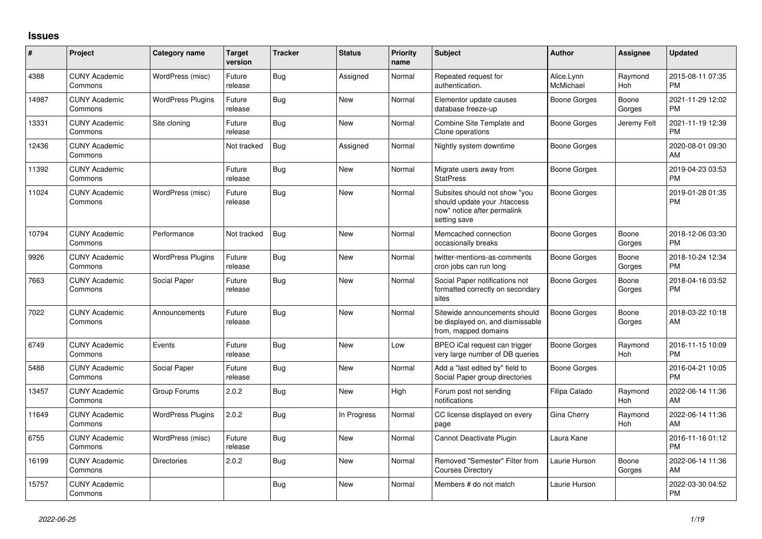## Issues

| # | Project | Category name | Target version | Tracker | Status | Priority name | Subject | Author | Assignee | Updated |
|---|---|---|---|---|---|---|---|---|---|---|
| 4388 | CUNY Academic Commons | WordPress (misc) | Future release | Bug | Assigned | Normal | Repeated request for authentication. | Alice.Lynn McMichael | Raymond Hoh | 2015-08-11 07:35 PM |
| 14987 | CUNY Academic Commons | WordPress Plugins | Future release | Bug | New | Normal | Elementor update causes database freeze-up | Boone Gorges | Boone Gorges | 2021-11-29 12:02 PM |
| 13331 | CUNY Academic Commons | Site cloning | Future release | Bug | New | Normal | Combine Site Template and Clone operations | Boone Gorges | Jeremy Felt | 2021-11-19 12:39 PM |
| 12436 | CUNY Academic Commons | | Not tracked | Bug | Assigned | Normal | Nightly system downtime | Boone Gorges | | 2020-08-01 09:30 AM |
| 11392 | CUNY Academic Commons | | Future release | Bug | New | Normal | Migrate users away from StatPress | Boone Gorges | | 2019-04-23 03:53 PM |
| 11024 | CUNY Academic Commons | WordPress (misc) | Future release | Bug | New | Normal | Subsites should not show "you should update your .htaccess now" notice after permalink setting save | Boone Gorges | | 2019-01-28 01:35 PM |
| 10794 | CUNY Academic Commons | Performance | Not tracked | Bug | New | Normal | Memcached connection occasionally breaks | Boone Gorges | Boone Gorges | 2018-12-06 03:30 PM |
| 9926 | CUNY Academic Commons | WordPress Plugins | Future release | Bug | New | Normal | twitter-mentions-as-comments cron jobs can run long | Boone Gorges | Boone Gorges | 2018-10-24 12:34 PM |
| 7663 | CUNY Academic Commons | Social Paper | Future release | Bug | New | Normal | Social Paper notifications not formatted correctly on secondary sites | Boone Gorges | Boone Gorges | 2018-04-16 03:52 PM |
| 7022 | CUNY Academic Commons | Announcements | Future release | Bug | New | Normal | Sitewide announcements should be displayed on, and dismissable from, mapped domains | Boone Gorges | Boone Gorges | 2018-03-22 10:18 AM |
| 6749 | CUNY Academic Commons | Events | Future release | Bug | New | Low | BPEO iCal request can trigger very large number of DB queries | Boone Gorges | Raymond Hoh | 2016-11-15 10:09 PM |
| 5488 | CUNY Academic Commons | Social Paper | Future release | Bug | New | Normal | Add a "last edited by" field to Social Paper group directories | Boone Gorges | | 2016-04-21 10:05 PM |
| 13457 | CUNY Academic Commons | Group Forums | 2.0.2 | Bug | New | High | Forum post not sending notifications | Filipa Calado | Raymond Hoh | 2022-06-14 11:36 AM |
| 11649 | CUNY Academic Commons | WordPress Plugins | 2.0.2 | Bug | In Progress | Normal | CC license displayed on every page | Gina Cherry | Raymond Hoh | 2022-06-14 11:36 AM |
| 6755 | CUNY Academic Commons | WordPress (misc) | Future release | Bug | New | Normal | Cannot Deactivate Plugin | Laura Kane | | 2016-11-16 01:12 PM |
| 16199 | CUNY Academic Commons | Directories | 2.0.2 | Bug | New | Normal | Removed "Semester" Filter from Courses Directory | Laurie Hurson | Boone Gorges | 2022-06-14 11:36 AM |
| 15757 | CUNY Academic Commons | | | Bug | New | Normal | Members # do not match | Laurie Hurson | | 2022-03-30 04:52 PM |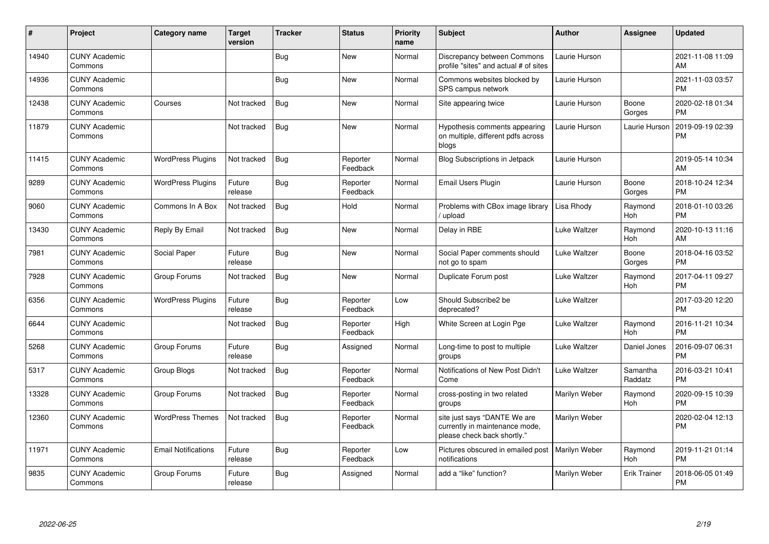| # | Project | Category name | Target version | Tracker | Status | Priority name | Subject | Author | Assignee | Updated |
|---|---|---|---|---|---|---|---|---|---|---|
| 14940 | CUNY Academic Commons | | | Bug | New | Normal | Discrepancy between Commons profile "sites" and actual # of sites | Laurie Hurson | | 2021-11-08 11:09 AM |
| 14936 | CUNY Academic Commons | | | Bug | New | Normal | Commons websites blocked by SPS campus network | Laurie Hurson | | 2021-11-03 03:57 PM |
| 12438 | CUNY Academic Commons | Courses | Not tracked | Bug | New | Normal | Site appearing twice | Laurie Hurson | Boone Gorges | 2020-02-18 01:34 PM |
| 11879 | CUNY Academic Commons | | Not tracked | Bug | New | Normal | Hypothesis comments appearing on multiple, different pdfs across blogs | Laurie Hurson | Laurie Hurson | 2019-09-19 02:39 PM |
| 11415 | CUNY Academic Commons | WordPress Plugins | Not tracked | Bug | Reporter Feedback | Normal | Blog Subscriptions in Jetpack | Laurie Hurson | | 2019-05-14 10:34 AM |
| 9289 | CUNY Academic Commons | WordPress Plugins | Future release | Bug | Reporter Feedback | Normal | Email Users Plugin | Laurie Hurson | Boone Gorges | 2018-10-24 12:34 PM |
| 9060 | CUNY Academic Commons | Commons In A Box | Not tracked | Bug | Hold | Normal | Problems with CBox image library / upload | Lisa Rhody | Raymond Hoh | 2018-01-10 03:26 PM |
| 13430 | CUNY Academic Commons | Reply By Email | Not tracked | Bug | New | Normal | Delay in RBE | Luke Waltzer | Raymond Hoh | 2020-10-13 11:16 AM |
| 7981 | CUNY Academic Commons | Social Paper | Future release | Bug | New | Normal | Social Paper comments should not go to spam | Luke Waltzer | Boone Gorges | 2018-04-16 03:52 PM |
| 7928 | CUNY Academic Commons | Group Forums | Not tracked | Bug | New | Normal | Duplicate Forum post | Luke Waltzer | Raymond Hoh | 2017-04-11 09:27 PM |
| 6356 | CUNY Academic Commons | WordPress Plugins | Future release | Bug | Reporter Feedback | Low | Should Subscribe2 be deprecated? | Luke Waltzer | | 2017-03-20 12:20 PM |
| 6644 | CUNY Academic Commons | | Not tracked | Bug | Reporter Feedback | High | White Screen at Login Pge | Luke Waltzer | Raymond Hoh | 2016-11-21 10:34 PM |
| 5268 | CUNY Academic Commons | Group Forums | Future release | Bug | Assigned | Normal | Long-time to post to multiple groups | Luke Waltzer | Daniel Jones | 2016-09-07 06:31 PM |
| 5317 | CUNY Academic Commons | Group Blogs | Not tracked | Bug | Reporter Feedback | Normal | Notifications of New Post Didn't Come | Luke Waltzer | Samantha Raddatz | 2016-03-21 10:41 PM |
| 13328 | CUNY Academic Commons | Group Forums | Not tracked | Bug | Reporter Feedback | Normal | cross-posting in two related groups | Marilyn Weber | Raymond Hoh | 2020-09-15 10:39 PM |
| 12360 | CUNY Academic Commons | WordPress Themes | Not tracked | Bug | Reporter Feedback | Normal | site just says "DANTE We are currently in maintenance mode, please check back shortly." | Marilyn Weber | | 2020-02-04 12:13 PM |
| 11971 | CUNY Academic Commons | Email Notifications | Future release | Bug | Reporter Feedback | Low | Pictures obscured in emailed post notifications | Marilyn Weber | Raymond Hoh | 2019-11-21 01:14 PM |
| 9835 | CUNY Academic Commons | Group Forums | Future release | Bug | Assigned | Normal | add a "like" function? | Marilyn Weber | Erik Trainer | 2018-06-05 01:49 PM |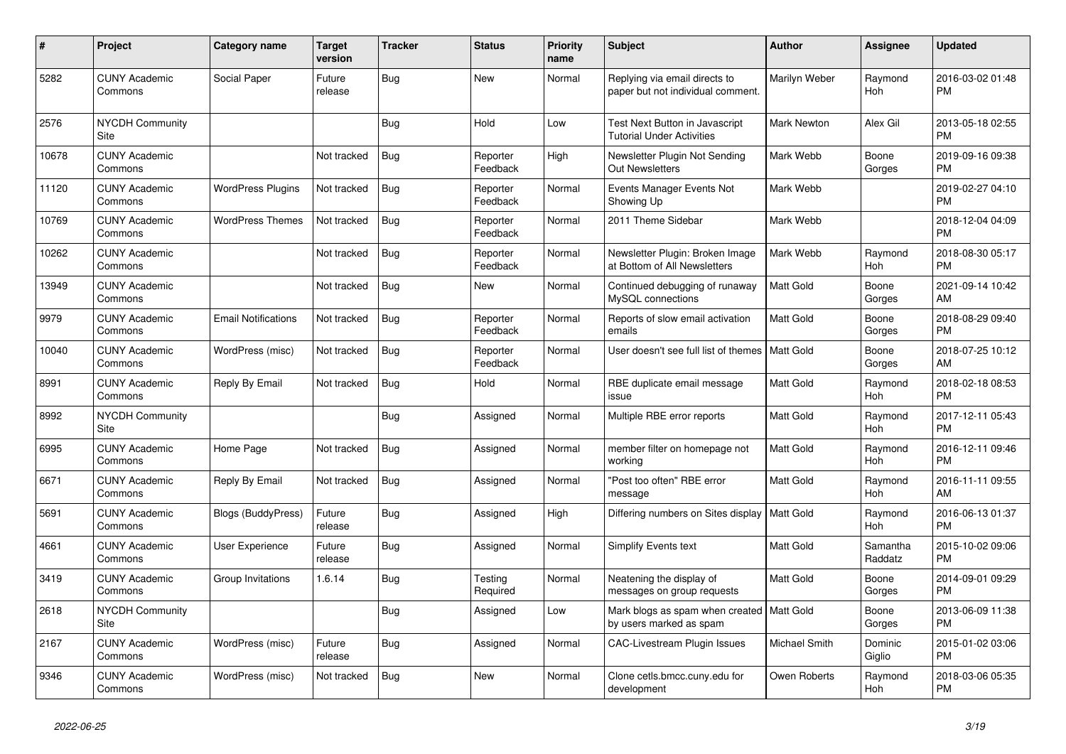| # | Project | Category name | Target version | Tracker | Status | Priority name | Subject | Author | Assignee | Updated |
|---|---|---|---|---|---|---|---|---|---|---|
| 5282 | CUNY Academic Commons | Social Paper | Future release | Bug | New | Normal | Replying via email directs to paper but not individual comment. | Marilyn Weber | Raymond Hoh | 2016-03-02 01:48 PM |
| 2576 | NYCDH Community Site | | | Bug | Hold | Low | Test Next Button in Javascript Tutorial Under Activities | Mark Newton | Alex Gil | 2013-05-18 02:55 PM |
| 10678 | CUNY Academic Commons | | Not tracked | Bug | Reporter Feedback | High | Newsletter Plugin Not Sending Out Newsletters | Mark Webb | Boone Gorges | 2019-09-16 09:38 PM |
| 11120 | CUNY Academic Commons | WordPress Plugins | Not tracked | Bug | Reporter Feedback | Normal | Events Manager Events Not Showing Up | Mark Webb | | 2019-02-27 04:10 PM |
| 10769 | CUNY Academic Commons | WordPress Themes | Not tracked | Bug | Reporter Feedback | Normal | 2011 Theme Sidebar | Mark Webb | | 2018-12-04 04:09 PM |
| 10262 | CUNY Academic Commons | | Not tracked | Bug | Reporter Feedback | Normal | Newsletter Plugin: Broken Image at Bottom of All Newsletters | Mark Webb | Raymond Hoh | 2018-08-30 05:17 PM |
| 13949 | CUNY Academic Commons | | Not tracked | Bug | New | Normal | Continued debugging of runaway MySQL connections | Matt Gold | Boone Gorges | 2021-09-14 10:42 AM |
| 9979 | CUNY Academic Commons | Email Notifications | Not tracked | Bug | Reporter Feedback | Normal | Reports of slow email activation emails | Matt Gold | Boone Gorges | 2018-08-29 09:40 PM |
| 10040 | CUNY Academic Commons | WordPress (misc) | Not tracked | Bug | Reporter Feedback | Normal | User doesn't see full list of themes | Matt Gold | Boone Gorges | 2018-07-25 10:12 AM |
| 8991 | CUNY Academic Commons | Reply By Email | Not tracked | Bug | Hold | Normal | RBE duplicate email message issue | Matt Gold | Raymond Hoh | 2018-02-18 08:53 PM |
| 8992 | NYCDH Community Site | | | Bug | Assigned | Normal | Multiple RBE error reports | Matt Gold | Raymond Hoh | 2017-12-11 05:43 PM |
| 6995 | CUNY Academic Commons | Home Page | Not tracked | Bug | Assigned | Normal | member filter on homepage not working | Matt Gold | Raymond Hoh | 2016-12-11 09:46 PM |
| 6671 | CUNY Academic Commons | Reply By Email | Not tracked | Bug | Assigned | Normal | "Post too often" RBE error message | Matt Gold | Raymond Hoh | 2016-11-11 09:55 AM |
| 5691 | CUNY Academic Commons | Blogs (BuddyPress) | Future release | Bug | Assigned | High | Differing numbers on Sites display | Matt Gold | Raymond Hoh | 2016-06-13 01:37 PM |
| 4661 | CUNY Academic Commons | User Experience | Future release | Bug | Assigned | Normal | Simplify Events text | Matt Gold | Samantha Raddatz | 2015-10-02 09:06 PM |
| 3419 | CUNY Academic Commons | Group Invitations | 1.6.14 | Bug | Testing Required | Normal | Neatening the display of messages on group requests | Matt Gold | Boone Gorges | 2014-09-01 09:29 PM |
| 2618 | NYCDH Community Site | | | Bug | Assigned | Low | Mark blogs as spam when created by users marked as spam | Matt Gold | Boone Gorges | 2013-06-09 11:38 PM |
| 2167 | CUNY Academic Commons | WordPress (misc) | Future release | Bug | Assigned | Normal | CAC-Livestream Plugin Issues | Michael Smith | Dominic Giglio | 2015-01-02 03:06 PM |
| 9346 | CUNY Academic Commons | WordPress (misc) | Not tracked | Bug | New | Normal | Clone cetls.bmcc.cuny.edu for development | Owen Roberts | Raymond Hoh | 2018-03-06 05:35 PM |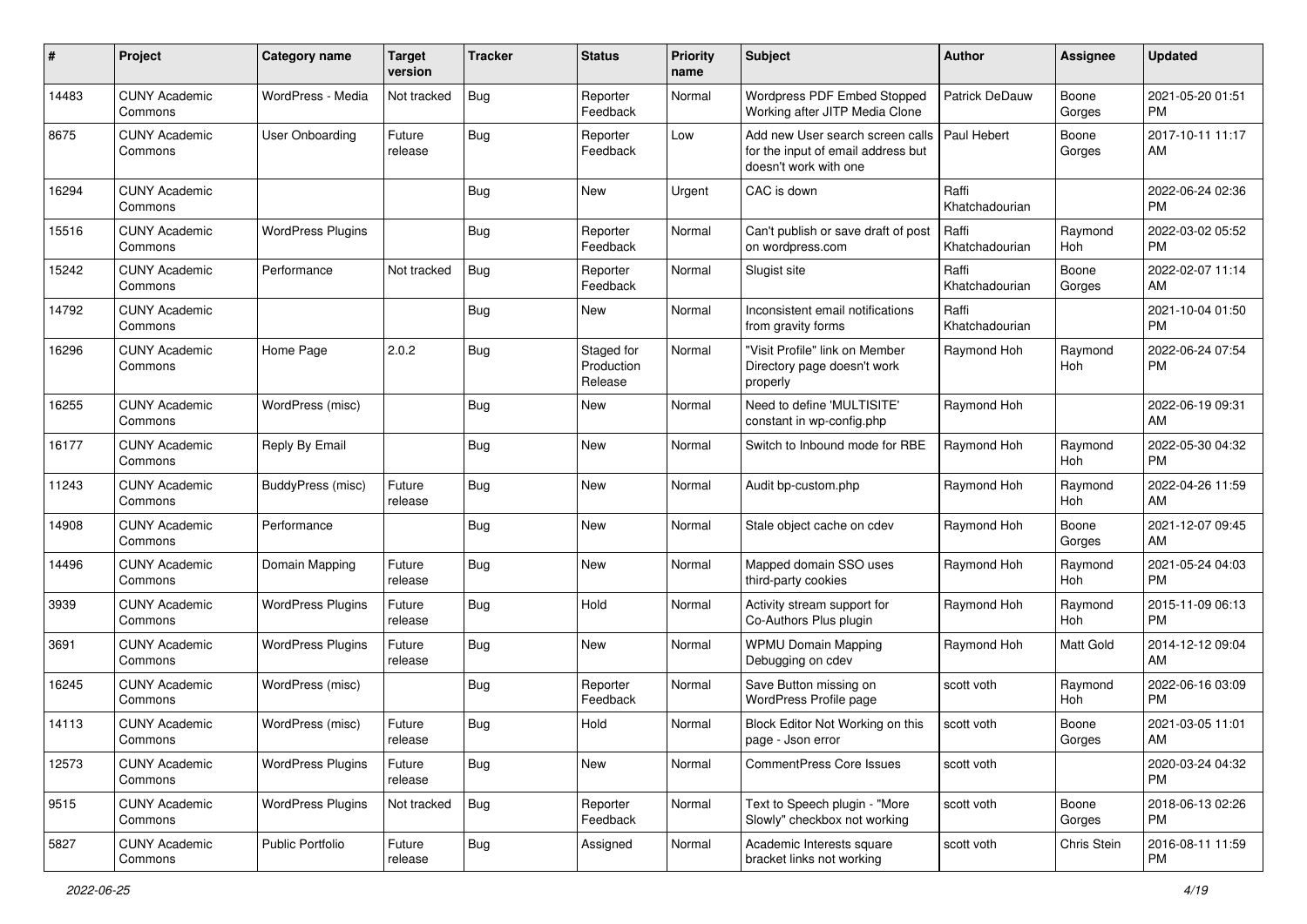| # | Project | Category name | Target version | Tracker | Status | Priority name | Subject | Author | Assignee | Updated |
|---|---|---|---|---|---|---|---|---|---|---|
| 14483 | CUNY Academic Commons | WordPress - Media | Not tracked | Bug | Reporter Feedback | Normal | Wordpress PDF Embed Stopped Working after JITP Media Clone | Patrick DeDauw | Boone Gorges | 2021-05-20 01:51 PM |
| 8675 | CUNY Academic Commons | User Onboarding | Future release | Bug | Reporter Feedback | Low | Add new User search screen calls for the input of email address but doesn't work with one | Paul Hebert | Boone Gorges | 2017-10-11 11:17 AM |
| 16294 | CUNY Academic Commons | | | Bug | New | Urgent | CAC is down | Raffi Khatchadourian | | 2022-06-24 02:36 PM |
| 15516 | CUNY Academic Commons | WordPress Plugins | | Bug | Reporter Feedback | Normal | Can't publish or save draft of post on wordpress.com | Raffi Khatchadourian | Raymond Hoh | 2022-03-02 05:52 PM |
| 15242 | CUNY Academic Commons | Performance | Not tracked | Bug | Reporter Feedback | Normal | Slugist site | Raffi Khatchadourian | Boone Gorges | 2022-02-07 11:14 AM |
| 14792 | CUNY Academic Commons | | | Bug | New | Normal | Inconsistent email notifications from gravity forms | Raffi Khatchadourian | | 2021-10-04 01:50 PM |
| 16296 | CUNY Academic Commons | Home Page | 2.0.2 | Bug | Staged for Production Release | Normal | "Visit Profile" link on Member Directory page doesn't work properly | Raymond Hoh | Raymond Hoh | 2022-06-24 07:54 PM |
| 16255 | CUNY Academic Commons | WordPress (misc) | | Bug | New | Normal | Need to define 'MULTISITE' constant in wp-config.php | Raymond Hoh | | 2022-06-19 09:31 AM |
| 16177 | CUNY Academic Commons | Reply By Email | | Bug | New | Normal | Switch to Inbound mode for RBE | Raymond Hoh | Raymond Hoh | 2022-05-30 04:32 PM |
| 11243 | CUNY Academic Commons | BuddyPress (misc) | Future release | Bug | New | Normal | Audit bp-custom.php | Raymond Hoh | Raymond Hoh | 2022-04-26 11:59 AM |
| 14908 | CUNY Academic Commons | Performance | | Bug | New | Normal | Stale object cache on cdev | Raymond Hoh | Boone Gorges | 2021-12-07 09:45 AM |
| 14496 | CUNY Academic Commons | Domain Mapping | Future release | Bug | New | Normal | Mapped domain SSO uses third-party cookies | Raymond Hoh | Raymond Hoh | 2021-05-24 04:03 PM |
| 3939 | CUNY Academic Commons | WordPress Plugins | Future release | Bug | Hold | Normal | Activity stream support for Co-Authors Plus plugin | Raymond Hoh | Raymond Hoh | 2015-11-09 06:13 PM |
| 3691 | CUNY Academic Commons | WordPress Plugins | Future release | Bug | New | Normal | WPMU Domain Mapping Debugging on cdev | Raymond Hoh | Matt Gold | 2014-12-12 09:04 AM |
| 16245 | CUNY Academic Commons | WordPress (misc) | | Bug | Reporter Feedback | Normal | Save Button missing on WordPress Profile page | scott voth | Raymond Hoh | 2022-06-16 03:09 PM |
| 14113 | CUNY Academic Commons | WordPress (misc) | Future release | Bug | Hold | Normal | Block Editor Not Working on this page - Json error | scott voth | Boone Gorges | 2021-03-05 11:01 AM |
| 12573 | CUNY Academic Commons | WordPress Plugins | Future release | Bug | New | Normal | CommentPress Core Issues | scott voth | | 2020-03-24 04:32 PM |
| 9515 | CUNY Academic Commons | WordPress Plugins | Not tracked | Bug | Reporter Feedback | Normal | Text to Speech plugin - "More Slowly" checkbox not working | scott voth | Boone Gorges | 2018-06-13 02:26 PM |
| 5827 | CUNY Academic Commons | Public Portfolio | Future release | Bug | Assigned | Normal | Academic Interests square bracket links not working | scott voth | Chris Stein | 2016-08-11 11:59 PM |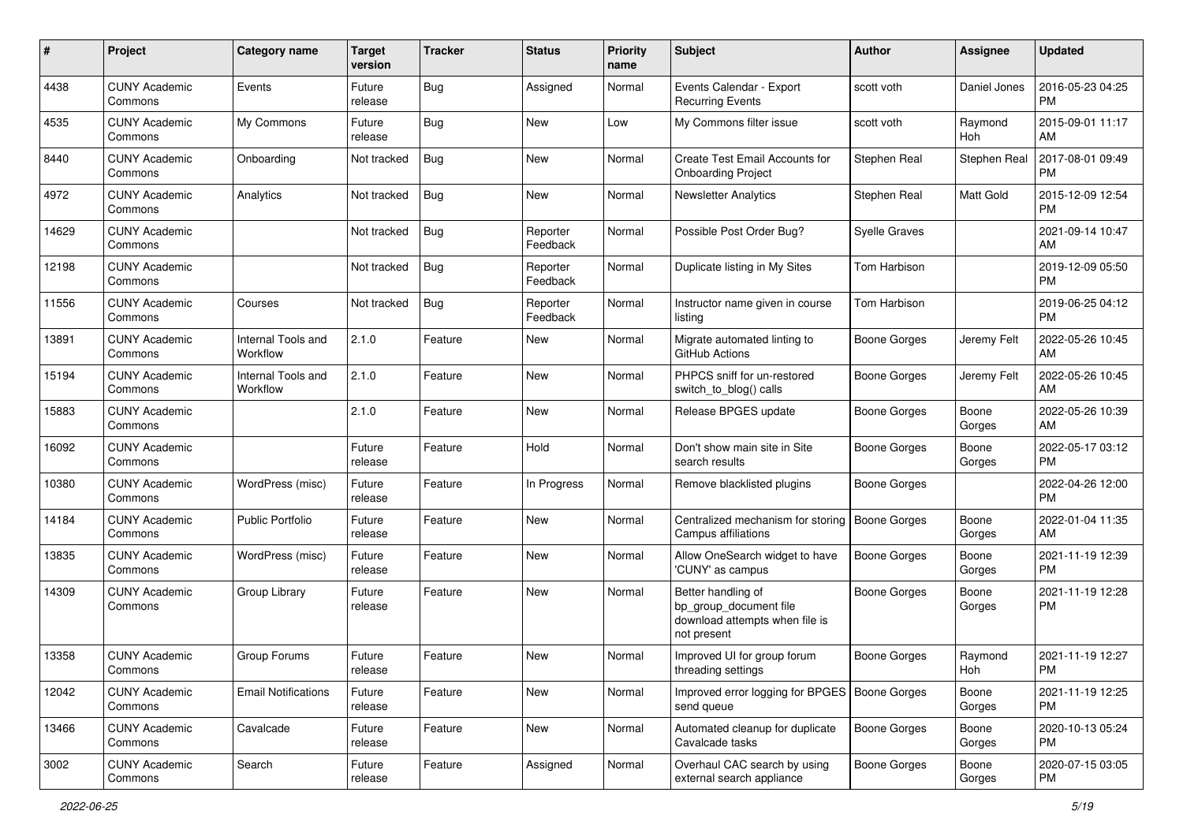| # | Project | Category name | Target version | Tracker | Status | Priority name | Subject | Author | Assignee | Updated |
|---|---|---|---|---|---|---|---|---|---|---|
| 4438 | CUNY Academic Commons | Events | Future release | Bug | Assigned | Normal | Events Calendar - Export Recurring Events | scott voth | Daniel Jones | 2016-05-23 04:25 PM |
| 4535 | CUNY Academic Commons | My Commons | Future release | Bug | New | Low | My Commons filter issue | scott voth | Raymond Hoh | 2015-09-01 11:17 AM |
| 8440 | CUNY Academic Commons | Onboarding | Not tracked | Bug | New | Normal | Create Test Email Accounts for Onboarding Project | Stephen Real | Stephen Real | 2017-08-01 09:49 PM |
| 4972 | CUNY Academic Commons | Analytics | Not tracked | Bug | New | Normal | Newsletter Analytics | Stephen Real | Matt Gold | 2015-12-09 12:54 PM |
| 14629 | CUNY Academic Commons | | Not tracked | Bug | Reporter Feedback | Normal | Possible Post Order Bug? | Syelle Graves | | 2021-09-14 10:47 AM |
| 12198 | CUNY Academic Commons | | Not tracked | Bug | Reporter Feedback | Normal | Duplicate listing in My Sites | Tom Harbison | | 2019-12-09 05:50 PM |
| 11556 | CUNY Academic Commons | Courses | Not tracked | Bug | Reporter Feedback | Normal | Instructor name given in course listing | Tom Harbison | | 2019-06-25 04:12 PM |
| 13891 | CUNY Academic Commons | Internal Tools and Workflow | 2.1.0 | Feature | New | Normal | Migrate automated linting to GitHub Actions | Boone Gorges | Jeremy Felt | 2022-05-26 10:45 AM |
| 15194 | CUNY Academic Commons | Internal Tools and Workflow | 2.1.0 | Feature | New | Normal | PHPCS sniff for un-restored switch_to_blog() calls | Boone Gorges | Jeremy Felt | 2022-05-26 10:45 AM |
| 15883 | CUNY Academic Commons | | 2.1.0 | Feature | New | Normal | Release BPGES update | Boone Gorges | Boone Gorges | 2022-05-26 10:39 AM |
| 16092 | CUNY Academic Commons | | Future release | Feature | Hold | Normal | Don't show main site in Site search results | Boone Gorges | Boone Gorges | 2022-05-17 03:12 PM |
| 10380 | CUNY Academic Commons | WordPress (misc) | Future release | Feature | In Progress | Normal | Remove blacklisted plugins | Boone Gorges | | 2022-04-26 12:00 PM |
| 14184 | CUNY Academic Commons | Public Portfolio | Future release | Feature | New | Normal | Centralized mechanism for storing Campus affiliations | Boone Gorges | Boone Gorges | 2022-01-04 11:35 AM |
| 13835 | CUNY Academic Commons | WordPress (misc) | Future release | Feature | New | Normal | Allow OneSearch widget to have 'CUNY' as campus | Boone Gorges | Boone Gorges | 2021-11-19 12:39 PM |
| 14309 | CUNY Academic Commons | Group Library | Future release | Feature | New | Normal | Better handling of bp_group_document file download attempts when file is not present | Boone Gorges | Boone Gorges | 2021-11-19 12:28 PM |
| 13358 | CUNY Academic Commons | Group Forums | Future release | Feature | New | Normal | Improved UI for group forum threading settings | Boone Gorges | Raymond Hoh | 2021-11-19 12:27 PM |
| 12042 | CUNY Academic Commons | Email Notifications | Future release | Feature | New | Normal | Improved error logging for BPGES send queue | Boone Gorges | Boone Gorges | 2021-11-19 12:25 PM |
| 13466 | CUNY Academic Commons | Cavalcade | Future release | Feature | New | Normal | Automated cleanup for duplicate Cavalcade tasks | Boone Gorges | Boone Gorges | 2020-10-13 05:24 PM |
| 3002 | CUNY Academic Commons | Search | Future release | Feature | Assigned | Normal | Overhaul CAC search by using external search appliance | Boone Gorges | Boone Gorges | 2020-07-15 03:05 PM |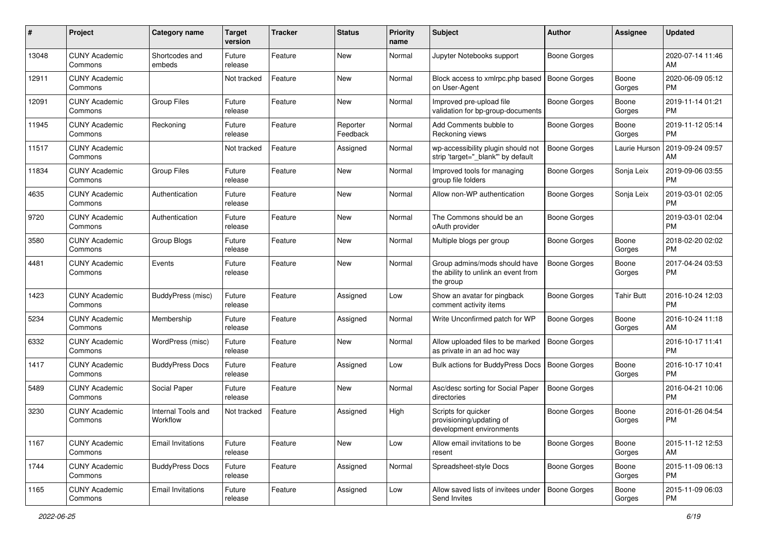| # | Project | Category name | Target version | Tracker | Status | Priority name | Subject | Author | Assignee | Updated |
|---|---|---|---|---|---|---|---|---|---|---|
| 13048 | CUNY Academic Commons | Shortcodes and embeds | Future release | Feature | New | Normal | Jupyter Notebooks support | Boone Gorges | | 2020-07-14 11:46 AM |
| 12911 | CUNY Academic Commons | | Not tracked | Feature | New | Normal | Block access to xmlrpc.php based on User-Agent | Boone Gorges | Boone Gorges | 2020-06-09 05:12 PM |
| 12091 | CUNY Academic Commons | Group Files | Future release | Feature | New | Normal | Improved pre-upload file validation for bp-group-documents | Boone Gorges | Boone Gorges | 2019-11-14 01:21 PM |
| 11945 | CUNY Academic Commons | Reckoning | Future release | Feature | Reporter Feedback | Normal | Add Comments bubble to Reckoning views | Boone Gorges | Boone Gorges | 2019-11-12 05:14 PM |
| 11517 | CUNY Academic Commons | | Not tracked | Feature | Assigned | Normal | wp-accessibility plugin should not strip 'target="_blank"' by default | Boone Gorges | Laurie Hurson | 2019-09-24 09:57 AM |
| 11834 | CUNY Academic Commons | Group Files | Future release | Feature | New | Normal | Improved tools for managing group file folders | Boone Gorges | Sonja Leix | 2019-09-06 03:55 PM |
| 4635 | CUNY Academic Commons | Authentication | Future release | Feature | New | Normal | Allow non-WP authentication | Boone Gorges | Sonja Leix | 2019-03-01 02:05 PM |
| 9720 | CUNY Academic Commons | Authentication | Future release | Feature | New | Normal | The Commons should be an oAuth provider | Boone Gorges | | 2019-03-01 02:04 PM |
| 3580 | CUNY Academic Commons | Group Blogs | Future release | Feature | New | Normal | Multiple blogs per group | Boone Gorges | Boone Gorges | 2018-02-20 02:02 PM |
| 4481 | CUNY Academic Commons | Events | Future release | Feature | New | Normal | Group admins/mods should have the ability to unlink an event from the group | Boone Gorges | Boone Gorges | 2017-04-24 03:53 PM |
| 1423 | CUNY Academic Commons | BuddyPress (misc) | Future release | Feature | Assigned | Low | Show an avatar for pingback comment activity items | Boone Gorges | Tahir Butt | 2016-10-24 12:03 PM |
| 5234 | CUNY Academic Commons | Membership | Future release | Feature | Assigned | Normal | Write Unconfirmed patch for WP | Boone Gorges | Boone Gorges | 2016-10-24 11:18 AM |
| 6332 | CUNY Academic Commons | WordPress (misc) | Future release | Feature | New | Normal | Allow uploaded files to be marked as private in an ad hoc way | Boone Gorges | | 2016-10-17 11:41 PM |
| 1417 | CUNY Academic Commons | BuddyPress Docs | Future release | Feature | Assigned | Low | Bulk actions for BuddyPress Docs | Boone Gorges | Boone Gorges | 2016-10-17 10:41 PM |
| 5489 | CUNY Academic Commons | Social Paper | Future release | Feature | New | Normal | Asc/desc sorting for Social Paper directories | Boone Gorges | | 2016-04-21 10:06 PM |
| 3230 | CUNY Academic Commons | Internal Tools and Workflow | Not tracked | Feature | Assigned | High | Scripts for quicker provisioning/updating of development environments | Boone Gorges | Boone Gorges | 2016-01-26 04:54 PM |
| 1167 | CUNY Academic Commons | Email Invitations | Future release | Feature | New | Low | Allow email invitations to be resent | Boone Gorges | Boone Gorges | 2015-11-12 12:53 AM |
| 1744 | CUNY Academic Commons | BuddyPress Docs | Future release | Feature | Assigned | Normal | Spreadsheet-style Docs | Boone Gorges | Boone Gorges | 2015-11-09 06:13 PM |
| 1165 | CUNY Academic Commons | Email Invitations | Future release | Feature | Assigned | Low | Allow saved lists of invitees under Send Invites | Boone Gorges | Boone Gorges | 2015-11-09 06:03 PM |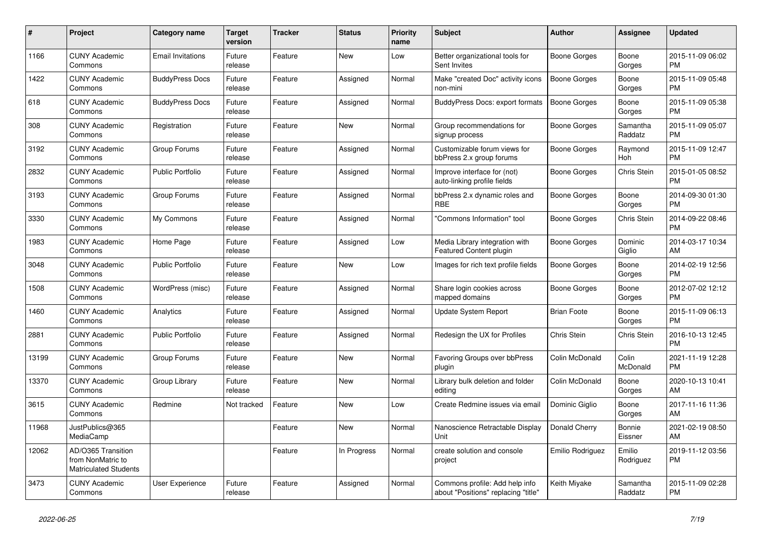| # | Project | Category name | Target version | Tracker | Status | Priority name | Subject | Author | Assignee | Updated |
|---|---|---|---|---|---|---|---|---|---|---|
| 1166 | CUNY Academic Commons | Email Invitations | Future release | Feature | New | Low | Better organizational tools for Sent Invites | Boone Gorges | Boone Gorges | 2015-11-09 06:02 PM |
| 1422 | CUNY Academic Commons | BuddyPress Docs | Future release | Feature | Assigned | Normal | Make "created Doc" activity icons non-mini | Boone Gorges | Boone Gorges | 2015-11-09 05:48 PM |
| 618 | CUNY Academic Commons | BuddyPress Docs | Future release | Feature | Assigned | Normal | BuddyPress Docs: export formats | Boone Gorges | Boone Gorges | 2015-11-09 05:38 PM |
| 308 | CUNY Academic Commons | Registration | Future release | Feature | New | Normal | Group recommendations for signup process | Boone Gorges | Samantha Raddatz | 2015-11-09 05:07 PM |
| 3192 | CUNY Academic Commons | Group Forums | Future release | Feature | Assigned | Normal | Customizable forum views for bbPress 2.x group forums | Boone Gorges | Raymond Hoh | 2015-11-09 12:47 PM |
| 2832 | CUNY Academic Commons | Public Portfolio | Future release | Feature | Assigned | Normal | Improve interface for (not) auto-linking profile fields | Boone Gorges | Chris Stein | 2015-01-05 08:52 PM |
| 3193 | CUNY Academic Commons | Group Forums | Future release | Feature | Assigned | Normal | bbPress 2.x dynamic roles and RBE | Boone Gorges | Boone Gorges | 2014-09-30 01:30 PM |
| 3330 | CUNY Academic Commons | My Commons | Future release | Feature | Assigned | Normal | "Commons Information" tool | Boone Gorges | Chris Stein | 2014-09-22 08:46 PM |
| 1983 | CUNY Academic Commons | Home Page | Future release | Feature | Assigned | Low | Media Library integration with Featured Content plugin | Boone Gorges | Dominic Giglio | 2014-03-17 10:34 AM |
| 3048 | CUNY Academic Commons | Public Portfolio | Future release | Feature | New | Low | Images for rich text profile fields | Boone Gorges | Boone Gorges | 2014-02-19 12:56 PM |
| 1508 | CUNY Academic Commons | WordPress (misc) | Future release | Feature | Assigned | Normal | Share login cookies across mapped domains | Boone Gorges | Boone Gorges | 2012-07-02 12:12 PM |
| 1460 | CUNY Academic Commons | Analytics | Future release | Feature | Assigned | Normal | Update System Report | Brian Foote | Boone Gorges | 2015-11-09 06:13 PM |
| 2881 | CUNY Academic Commons | Public Portfolio | Future release | Feature | Assigned | Normal | Redesign the UX for Profiles | Chris Stein | Chris Stein | 2016-10-13 12:45 PM |
| 13199 | CUNY Academic Commons | Group Forums | Future release | Feature | New | Normal | Favoring Groups over bbPress plugin | Colin McDonald | Colin McDonald | 2021-11-19 12:28 PM |
| 13370 | CUNY Academic Commons | Group Library | Future release | Feature | New | Normal | Library bulk deletion and folder editing | Colin McDonald | Boone Gorges | 2020-10-13 10:41 AM |
| 3615 | CUNY Academic Commons | Redmine | Not tracked | Feature | New | Low | Create Redmine issues via email | Dominic Giglio | Boone Gorges | 2017-11-16 11:36 AM |
| 11968 | JustPublics@365 MediaCamp | | | Feature | New | Normal | Nanoscience Retractable Display Unit | Donald Cherry | Bonnie Eissner | 2021-02-19 08:50 AM |
| 12062 | AD/O365 Transition from NonMatric to Matriculated Students | | | Feature | In Progress | Normal | create solution and console project | Emilio Rodriguez | Emilio Rodriguez | 2019-11-12 03:56 PM |
| 3473 | CUNY Academic Commons | User Experience | Future release | Feature | Assigned | Normal | Commons profile: Add help info about "Positions" replacing "title" | Keith Miyake | Samantha Raddatz | 2015-11-09 02:28 PM |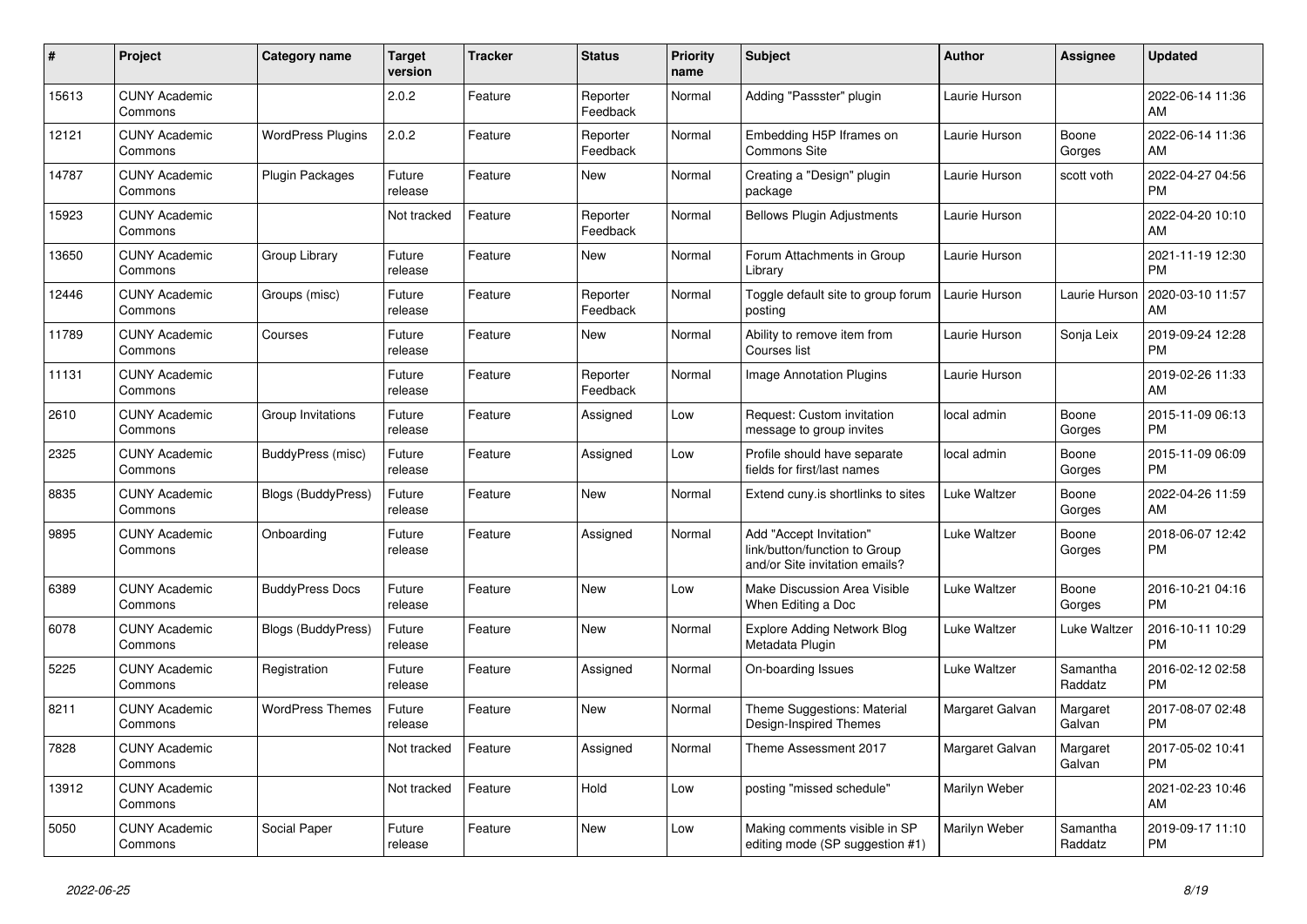| # | Project | Category name | Target version | Tracker | Status | Priority name | Subject | Author | Assignee | Updated |
|---|---|---|---|---|---|---|---|---|---|---|
| 15613 | CUNY Academic Commons | | 2.0.2 | Feature | Reporter Feedback | Normal | Adding "Passster" plugin | Laurie Hurson | | 2022-06-14 11:36 AM |
| 12121 | CUNY Academic Commons | WordPress Plugins | 2.0.2 | Feature | Reporter Feedback | Normal | Embedding H5P Iframes on Commons Site | Laurie Hurson | Boone Gorges | 2022-06-14 11:36 AM |
| 14787 | CUNY Academic Commons | Plugin Packages | Future release | Feature | New | Normal | Creating a "Design" plugin package | Laurie Hurson | scott voth | 2022-04-27 04:56 PM |
| 15923 | CUNY Academic Commons | | Not tracked | Feature | Reporter Feedback | Normal | Bellows Plugin Adjustments | Laurie Hurson | | 2022-04-20 10:10 AM |
| 13650 | CUNY Academic Commons | Group Library | Future release | Feature | New | Normal | Forum Attachments in Group Library | Laurie Hurson | | 2021-11-19 12:30 PM |
| 12446 | CUNY Academic Commons | Groups (misc) | Future release | Feature | Reporter Feedback | Normal | Toggle default site to group forum posting | Laurie Hurson | Laurie Hurson | 2020-03-10 11:57 AM |
| 11789 | CUNY Academic Commons | Courses | Future release | Feature | New | Normal | Ability to remove item from Courses list | Laurie Hurson | Sonja Leix | 2019-09-24 12:28 PM |
| 11131 | CUNY Academic Commons | | Future release | Feature | Reporter Feedback | Normal | Image Annotation Plugins | Laurie Hurson | | 2019-02-26 11:33 AM |
| 2610 | CUNY Academic Commons | Group Invitations | Future release | Feature | Assigned | Low | Request: Custom invitation message to group invites | local admin | Boone Gorges | 2015-11-09 06:13 PM |
| 2325 | CUNY Academic Commons | BuddyPress (misc) | Future release | Feature | Assigned | Low | Profile should have separate fields for first/last names | local admin | Boone Gorges | 2015-11-09 06:09 PM |
| 8835 | CUNY Academic Commons | Blogs (BuddyPress) | Future release | Feature | New | Normal | Extend cuny.is shortlinks to sites | Luke Waltzer | Boone Gorges | 2022-04-26 11:59 AM |
| 9895 | CUNY Academic Commons | Onboarding | Future release | Feature | Assigned | Normal | Add "Accept Invitation" link/button/function to Group and/or Site invitation emails? | Luke Waltzer | Boone Gorges | 2018-06-07 12:42 PM |
| 6389 | CUNY Academic Commons | BuddyPress Docs | Future release | Feature | New | Low | Make Discussion Area Visible When Editing a Doc | Luke Waltzer | Boone Gorges | 2016-10-21 04:16 PM |
| 6078 | CUNY Academic Commons | Blogs (BuddyPress) | Future release | Feature | New | Normal | Explore Adding Network Blog Metadata Plugin | Luke Waltzer | Luke Waltzer | 2016-10-11 10:29 PM |
| 5225 | CUNY Academic Commons | Registration | Future release | Feature | Assigned | Normal | On-boarding Issues | Luke Waltzer | Samantha Raddatz | 2016-02-12 02:58 PM |
| 8211 | CUNY Academic Commons | WordPress Themes | Future release | Feature | New | Normal | Theme Suggestions: Material Design-Inspired Themes | Margaret Galvan | Margaret Galvan | 2017-08-07 02:48 PM |
| 7828 | CUNY Academic Commons | | Not tracked | Feature | Assigned | Normal | Theme Assessment 2017 | Margaret Galvan | Margaret Galvan | 2017-05-02 10:41 PM |
| 13912 | CUNY Academic Commons | | Not tracked | Feature | Hold | Low | posting "missed schedule" | Marilyn Weber | | 2021-02-23 10:46 AM |
| 5050 | CUNY Academic Commons | Social Paper | Future release | Feature | New | Low | Making comments visible in SP editing mode (SP suggestion #1) | Marilyn Weber | Samantha Raddatz | 2019-09-17 11:10 PM |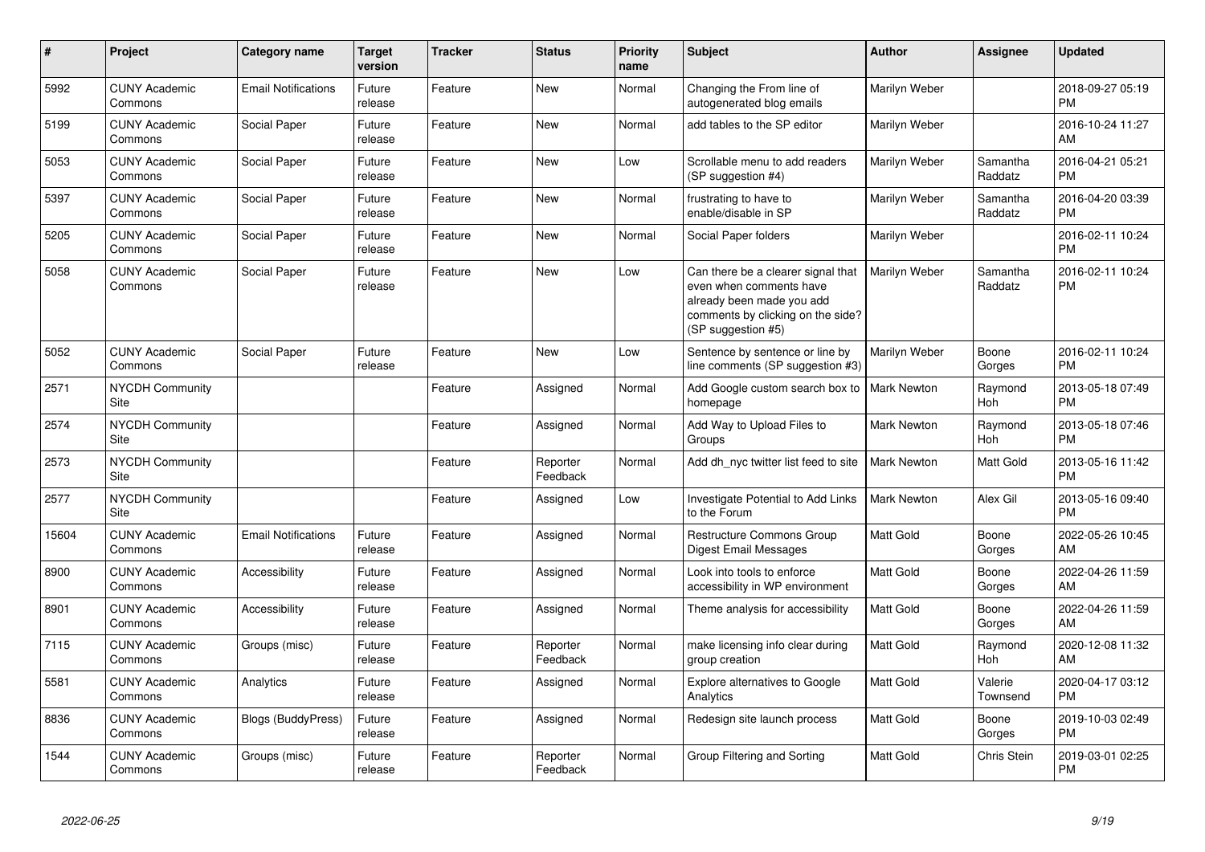| # | Project | Category name | Target version | Tracker | Status | Priority name | Subject | Author | Assignee | Updated |
|---|---|---|---|---|---|---|---|---|---|---|
| 5992 | CUNY Academic Commons | Email Notifications | Future release | Feature | New | Normal | Changing the From line of autogenerated blog emails | Marilyn Weber | | 2018-09-27 05:19 PM |
| 5199 | CUNY Academic Commons | Social Paper | Future release | Feature | New | Normal | add tables to the SP editor | Marilyn Weber | | 2016-10-24 11:27 AM |
| 5053 | CUNY Academic Commons | Social Paper | Future release | Feature | New | Low | Scrollable menu to add readers (SP suggestion #4) | Marilyn Weber | Samantha Raddatz | 2016-04-21 05:21 PM |
| 5397 | CUNY Academic Commons | Social Paper | Future release | Feature | New | Normal | frustrating to have to enable/disable in SP | Marilyn Weber | Samantha Raddatz | 2016-04-20 03:39 PM |
| 5205 | CUNY Academic Commons | Social Paper | Future release | Feature | New | Normal | Social Paper folders | Marilyn Weber | | 2016-02-11 10:24 PM |
| 5058 | CUNY Academic Commons | Social Paper | Future release | Feature | New | Low | Can there be a clearer signal that even when comments have already been made you add comments by clicking on the side? (SP suggestion #5) | Marilyn Weber | Samantha Raddatz | 2016-02-11 10:24 PM |
| 5052 | CUNY Academic Commons | Social Paper | Future release | Feature | New | Low | Sentence by sentence or line by line comments (SP suggestion #3) | Marilyn Weber | Boone Gorges | 2016-02-11 10:24 PM |
| 2571 | NYCDH Community Site | | | Feature | Assigned | Normal | Add Google custom search box to homepage | Mark Newton | Raymond Hoh | 2013-05-18 07:49 PM |
| 2574 | NYCDH Community Site | | | Feature | Assigned | Normal | Add Way to Upload Files to Groups | Mark Newton | Raymond Hoh | 2013-05-18 07:46 PM |
| 2573 | NYCDH Community Site | | | Feature | Reporter Feedback | Normal | Add dh_nyc twitter list feed to site | Mark Newton | Matt Gold | 2013-05-16 11:42 PM |
| 2577 | NYCDH Community Site | | | Feature | Assigned | Low | Investigate Potential to Add Links to the Forum | Mark Newton | Alex Gil | 2013-05-16 09:40 PM |
| 15604 | CUNY Academic Commons | Email Notifications | Future release | Feature | Assigned | Normal | Restructure Commons Group Digest Email Messages | Matt Gold | Boone Gorges | 2022-05-26 10:45 AM |
| 8900 | CUNY Academic Commons | Accessibility | Future release | Feature | Assigned | Normal | Look into tools to enforce accessibility in WP environment | Matt Gold | Boone Gorges | 2022-04-26 11:59 AM |
| 8901 | CUNY Academic Commons | Accessibility | Future release | Feature | Assigned | Normal | Theme analysis for accessibility | Matt Gold | Boone Gorges | 2022-04-26 11:59 AM |
| 7115 | CUNY Academic Commons | Groups (misc) | Future release | Feature | Reporter Feedback | Normal | make licensing info clear during group creation | Matt Gold | Raymond Hoh | 2020-12-08 11:32 AM |
| 5581 | CUNY Academic Commons | Analytics | Future release | Feature | Assigned | Normal | Explore alternatives to Google Analytics | Matt Gold | Valerie Townsend | 2020-04-17 03:12 PM |
| 8836 | CUNY Academic Commons | Blogs (BuddyPress) | Future release | Feature | Assigned | Normal | Redesign site launch process | Matt Gold | Boone Gorges | 2019-10-03 02:49 PM |
| 1544 | CUNY Academic Commons | Groups (misc) | Future release | Feature | Reporter Feedback | Normal | Group Filtering and Sorting | Matt Gold | Chris Stein | 2019-03-01 02:25 PM |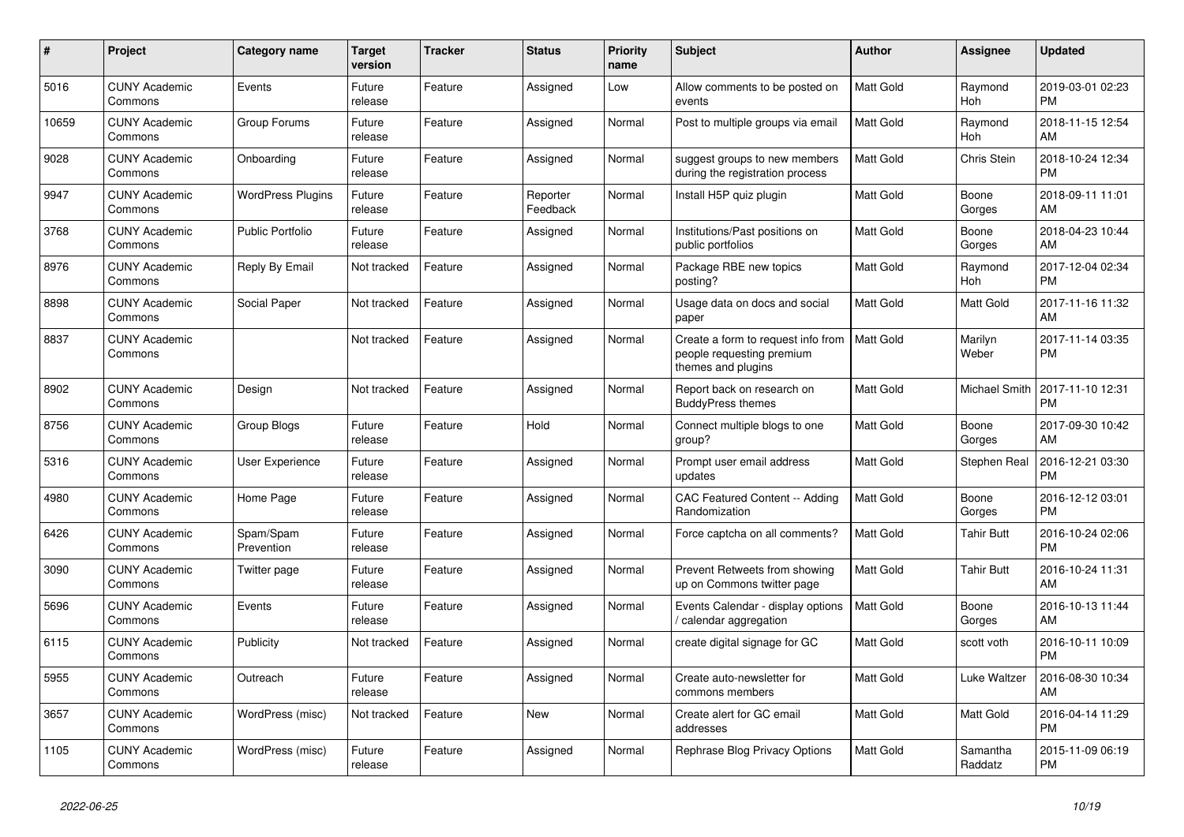| # | Project | Category name | Target version | Tracker | Status | Priority name | Subject | Author | Assignee | Updated |
|---|---|---|---|---|---|---|---|---|---|---|
| 5016 | CUNY Academic Commons | Events | Future release | Feature | Assigned | Low | Allow comments to be posted on events | Matt Gold | Raymond Hoh | 2019-03-01 02:23 PM |
| 10659 | CUNY Academic Commons | Group Forums | Future release | Feature | Assigned | Normal | Post to multiple groups via email | Matt Gold | Raymond Hoh | 2018-11-15 12:54 AM |
| 9028 | CUNY Academic Commons | Onboarding | Future release | Feature | Assigned | Normal | suggest groups to new members during the registration process | Matt Gold | Chris Stein | 2018-10-24 12:34 PM |
| 9947 | CUNY Academic Commons | WordPress Plugins | Future release | Feature | Reporter Feedback | Normal | Install H5P quiz plugin | Matt Gold | Boone Gorges | 2018-09-11 11:01 AM |
| 3768 | CUNY Academic Commons | Public Portfolio | Future release | Feature | Assigned | Normal | Institutions/Past positions on public portfolios | Matt Gold | Boone Gorges | 2018-04-23 10:44 AM |
| 8976 | CUNY Academic Commons | Reply By Email | Not tracked | Feature | Assigned | Normal | Package RBE new topics posting? | Matt Gold | Raymond Hoh | 2017-12-04 02:34 PM |
| 8898 | CUNY Academic Commons | Social Paper | Not tracked | Feature | Assigned | Normal | Usage data on docs and social paper | Matt Gold | Matt Gold | 2017-11-16 11:32 AM |
| 8837 | CUNY Academic Commons | | Not tracked | Feature | Assigned | Normal | Create a form to request info from people requesting premium themes and plugins | Matt Gold | Marilyn Weber | 2017-11-14 03:35 PM |
| 8902 | CUNY Academic Commons | Design | Not tracked | Feature | Assigned | Normal | Report back on research on BuddyPress themes | Matt Gold | Michael Smith | 2017-11-10 12:31 PM |
| 8756 | CUNY Academic Commons | Group Blogs | Future release | Feature | Hold | Normal | Connect multiple blogs to one group? | Matt Gold | Boone Gorges | 2017-09-30 10:42 AM |
| 5316 | CUNY Academic Commons | User Experience | Future release | Feature | Assigned | Normal | Prompt user email address updates | Matt Gold | Stephen Real | 2016-12-21 03:30 PM |
| 4980 | CUNY Academic Commons | Home Page | Future release | Feature | Assigned | Normal | CAC Featured Content -- Adding Randomization | Matt Gold | Boone Gorges | 2016-12-12 03:01 PM |
| 6426 | CUNY Academic Commons | Spam/Spam Prevention | Future release | Feature | Assigned | Normal | Force captcha on all comments? | Matt Gold | Tahir Butt | 2016-10-24 02:06 PM |
| 3090 | CUNY Academic Commons | Twitter page | Future release | Feature | Assigned | Normal | Prevent Retweets from showing up on Commons twitter page | Matt Gold | Tahir Butt | 2016-10-24 11:31 AM |
| 5696 | CUNY Academic Commons | Events | Future release | Feature | Assigned | Normal | Events Calendar - display options / calendar aggregation | Matt Gold | Boone Gorges | 2016-10-13 11:44 AM |
| 6115 | CUNY Academic Commons | Publicity | Not tracked | Feature | Assigned | Normal | create digital signage for GC | Matt Gold | scott voth | 2016-10-11 10:09 PM |
| 5955 | CUNY Academic Commons | Outreach | Future release | Feature | Assigned | Normal | Create auto-newsletter for commons members | Matt Gold | Luke Waltzer | 2016-08-30 10:34 AM |
| 3657 | CUNY Academic Commons | WordPress (misc) | Not tracked | Feature | New | Normal | Create alert for GC email addresses | Matt Gold | Matt Gold | 2016-04-14 11:29 PM |
| 1105 | CUNY Academic Commons | WordPress (misc) | Future release | Feature | Assigned | Normal | Rephrase Blog Privacy Options | Matt Gold | Samantha Raddatz | 2015-11-09 06:19 PM |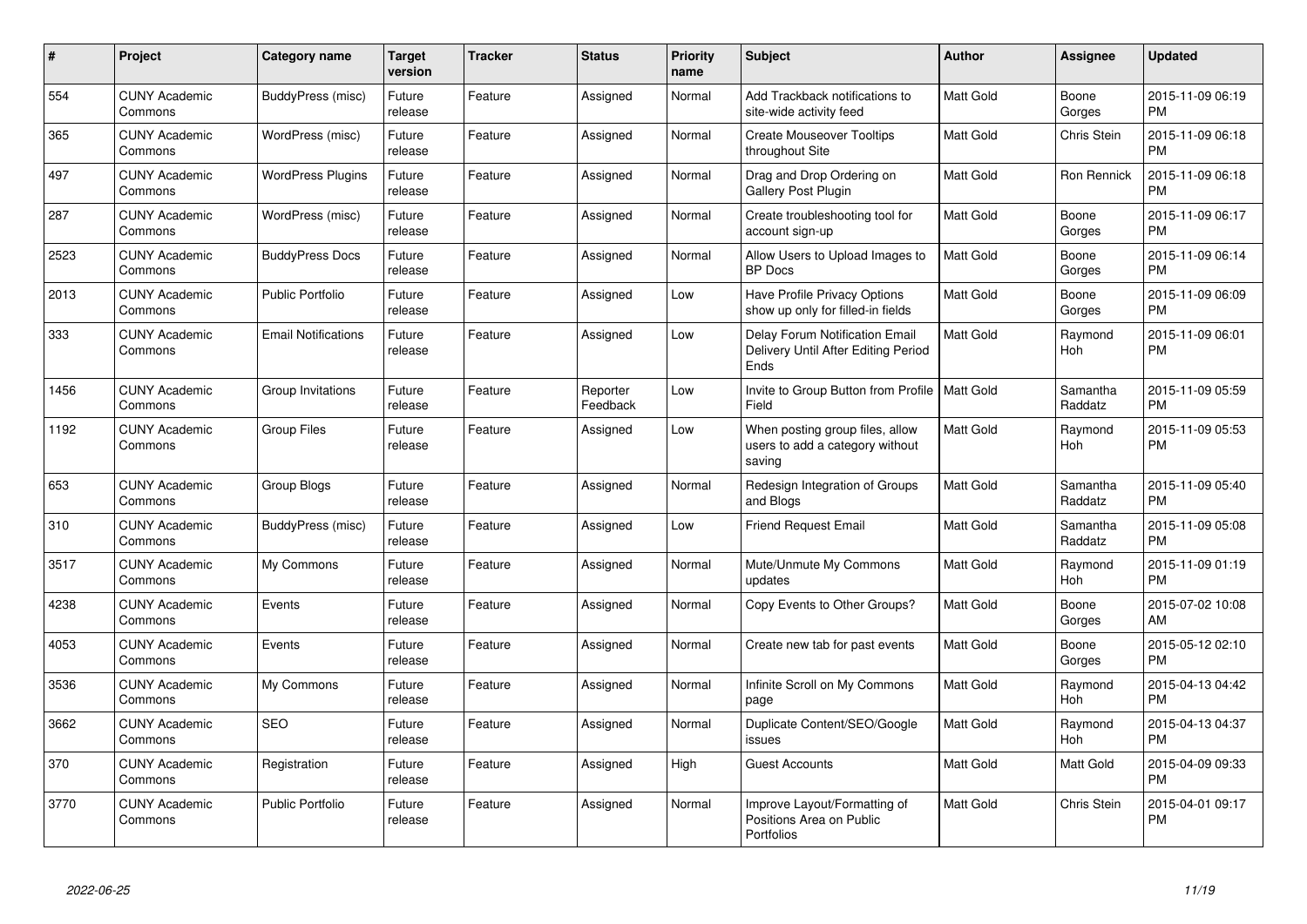| # | Project | Category name | Target version | Tracker | Status | Priority name | Subject | Author | Assignee | Updated |
|---|---|---|---|---|---|---|---|---|---|---|
| 554 | CUNY Academic Commons | BuddyPress (misc) | Future release | Feature | Assigned | Normal | Add Trackback notifications to site-wide activity feed | Matt Gold | Boone Gorges | 2015-11-09 06:19 PM |
| 365 | CUNY Academic Commons | WordPress (misc) | Future release | Feature | Assigned | Normal | Create Mouseover Tooltips throughout Site | Matt Gold | Chris Stein | 2015-11-09 06:18 PM |
| 497 | CUNY Academic Commons | WordPress Plugins | Future release | Feature | Assigned | Normal | Drag and Drop Ordering on Gallery Post Plugin | Matt Gold | Ron Rennick | 2015-11-09 06:18 PM |
| 287 | CUNY Academic Commons | WordPress (misc) | Future release | Feature | Assigned | Normal | Create troubleshooting tool for account sign-up | Matt Gold | Boone Gorges | 2015-11-09 06:17 PM |
| 2523 | CUNY Academic Commons | BuddyPress Docs | Future release | Feature | Assigned | Normal | Allow Users to Upload Images to BP Docs | Matt Gold | Boone Gorges | 2015-11-09 06:14 PM |
| 2013 | CUNY Academic Commons | Public Portfolio | Future release | Feature | Assigned | Low | Have Profile Privacy Options show up only for filled-in fields | Matt Gold | Boone Gorges | 2015-11-09 06:09 PM |
| 333 | CUNY Academic Commons | Email Notifications | Future release | Feature | Assigned | Low | Delay Forum Notification Email Delivery Until After Editing Period Ends | Matt Gold | Raymond Hoh | 2015-11-09 06:01 PM |
| 1456 | CUNY Academic Commons | Group Invitations | Future release | Feature | Reporter Feedback | Low | Invite to Group Button from Profile Field | Matt Gold | Samantha Raddatz | 2015-11-09 05:59 PM |
| 1192 | CUNY Academic Commons | Group Files | Future release | Feature | Assigned | Low | When posting group files, allow users to add a category without saving | Matt Gold | Raymond Hoh | 2015-11-09 05:53 PM |
| 653 | CUNY Academic Commons | Group Blogs | Future release | Feature | Assigned | Normal | Redesign Integration of Groups and Blogs | Matt Gold | Samantha Raddatz | 2015-11-09 05:40 PM |
| 310 | CUNY Academic Commons | BuddyPress (misc) | Future release | Feature | Assigned | Low | Friend Request Email | Matt Gold | Samantha Raddatz | 2015-11-09 05:08 PM |
| 3517 | CUNY Academic Commons | My Commons | Future release | Feature | Assigned | Normal | Mute/Unmute My Commons updates | Matt Gold | Raymond Hoh | 2015-11-09 01:19 PM |
| 4238 | CUNY Academic Commons | Events | Future release | Feature | Assigned | Normal | Copy Events to Other Groups? | Matt Gold | Boone Gorges | 2015-07-02 10:08 AM |
| 4053 | CUNY Academic Commons | Events | Future release | Feature | Assigned | Normal | Create new tab for past events | Matt Gold | Boone Gorges | 2015-05-12 02:10 PM |
| 3536 | CUNY Academic Commons | My Commons | Future release | Feature | Assigned | Normal | Infinite Scroll on My Commons page | Matt Gold | Raymond Hoh | 2015-04-13 04:42 PM |
| 3662 | CUNY Academic Commons | SEO | Future release | Feature | Assigned | Normal | Duplicate Content/SEO/Google issues | Matt Gold | Raymond Hoh | 2015-04-13 04:37 PM |
| 370 | CUNY Academic Commons | Registration | Future release | Feature | Assigned | High | Guest Accounts | Matt Gold | Matt Gold | 2015-04-09 09:33 PM |
| 3770 | CUNY Academic Commons | Public Portfolio | Future release | Feature | Assigned | Normal | Improve Layout/Formatting of Positions Area on Public Portfolios | Matt Gold | Chris Stein | 2015-04-01 09:17 PM |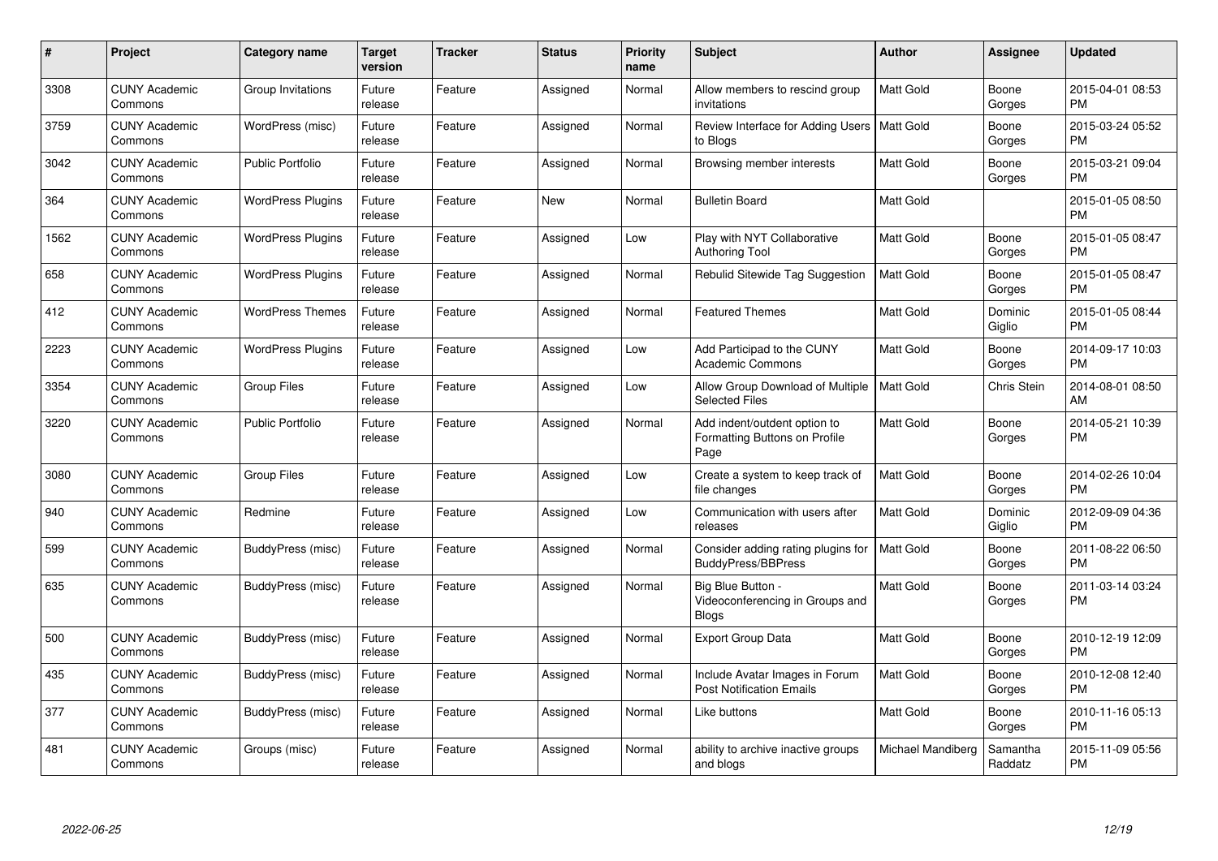| # | Project | Category name | Target version | Tracker | Status | Priority name | Subject | Author | Assignee | Updated |
| --- | --- | --- | --- | --- | --- | --- | --- | --- | --- | --- |
| 3308 | CUNY Academic Commons | Group Invitations | Future release | Feature | Assigned | Normal | Allow members to rescind group invitations | Matt Gold | Boone Gorges | 2015-04-01 08:53 PM |
| 3759 | CUNY Academic Commons | WordPress (misc) | Future release | Feature | Assigned | Normal | Review Interface for Adding Users to Blogs | Matt Gold | Boone Gorges | 2015-03-24 05:52 PM |
| 3042 | CUNY Academic Commons | Public Portfolio | Future release | Feature | Assigned | Normal | Browsing member interests | Matt Gold | Boone Gorges | 2015-03-21 09:04 PM |
| 364 | CUNY Academic Commons | WordPress Plugins | Future release | Feature | New | Normal | Bulletin Board | Matt Gold | | 2015-01-05 08:50 PM |
| 1562 | CUNY Academic Commons | WordPress Plugins | Future release | Feature | Assigned | Low | Play with NYT Collaborative Authoring Tool | Matt Gold | Boone Gorges | 2015-01-05 08:47 PM |
| 658 | CUNY Academic Commons | WordPress Plugins | Future release | Feature | Assigned | Normal | Rebulid Sitewide Tag Suggestion | Matt Gold | Boone Gorges | 2015-01-05 08:47 PM |
| 412 | CUNY Academic Commons | WordPress Themes | Future release | Feature | Assigned | Normal | Featured Themes | Matt Gold | Dominic Giglio | 2015-01-05 08:44 PM |
| 2223 | CUNY Academic Commons | WordPress Plugins | Future release | Feature | Assigned | Low | Add Participad to the CUNY Academic Commons | Matt Gold | Boone Gorges | 2014-09-17 10:03 PM |
| 3354 | CUNY Academic Commons | Group Files | Future release | Feature | Assigned | Low | Allow Group Download of Multiple Selected Files | Matt Gold | Chris Stein | 2014-08-01 08:50 AM |
| 3220 | CUNY Academic Commons | Public Portfolio | Future release | Feature | Assigned | Normal | Add indent/outdent option to Formatting Buttons on Profile Page | Matt Gold | Boone Gorges | 2014-05-21 10:39 PM |
| 3080 | CUNY Academic Commons | Group Files | Future release | Feature | Assigned | Low | Create a system to keep track of file changes | Matt Gold | Boone Gorges | 2014-02-26 10:04 PM |
| 940 | CUNY Academic Commons | Redmine | Future release | Feature | Assigned | Low | Communication with users after releases | Matt Gold | Dominic Giglio | 2012-09-09 04:36 PM |
| 599 | CUNY Academic Commons | BuddyPress (misc) | Future release | Feature | Assigned | Normal | Consider adding rating plugins for BuddyPress/BBPress | Matt Gold | Boone Gorges | 2011-08-22 06:50 PM |
| 635 | CUNY Academic Commons | BuddyPress (misc) | Future release | Feature | Assigned | Normal | Big Blue Button - Videoconferencing in Groups and Blogs | Matt Gold | Boone Gorges | 2011-03-14 03:24 PM |
| 500 | CUNY Academic Commons | BuddyPress (misc) | Future release | Feature | Assigned | Normal | Export Group Data | Matt Gold | Boone Gorges | 2010-12-19 12:09 PM |
| 435 | CUNY Academic Commons | BuddyPress (misc) | Future release | Feature | Assigned | Normal | Include Avatar Images in Forum Post Notification Emails | Matt Gold | Boone Gorges | 2010-12-08 12:40 PM |
| 377 | CUNY Academic Commons | BuddyPress (misc) | Future release | Feature | Assigned | Normal | Like buttons | Matt Gold | Boone Gorges | 2010-11-16 05:13 PM |
| 481 | CUNY Academic Commons | Groups (misc) | Future release | Feature | Assigned | Normal | ability to archive inactive groups and blogs | Michael Mandiberg | Samantha Raddatz | 2015-11-09 05:56 PM |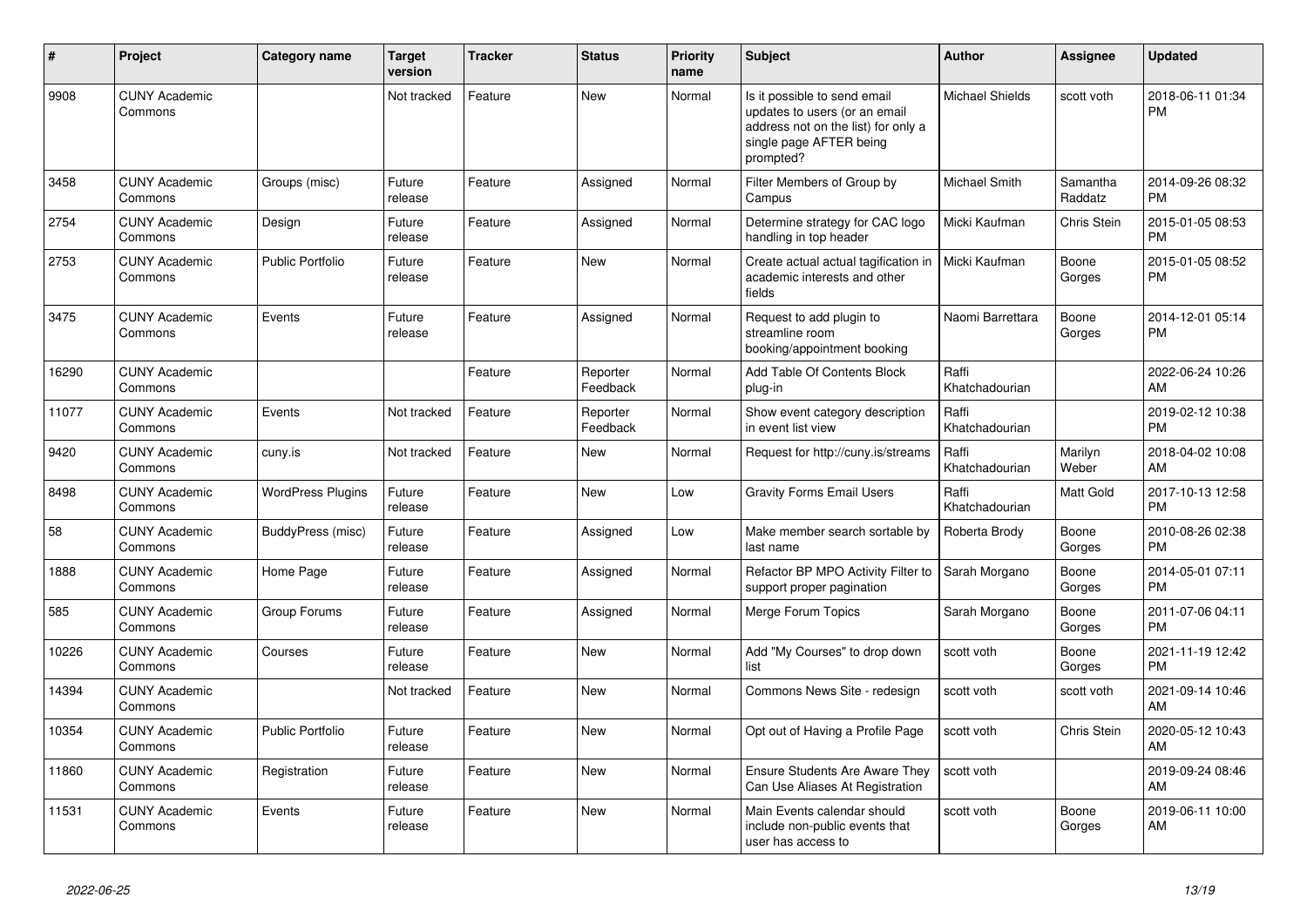| # | Project | Category name | Target version | Tracker | Status | Priority name | Subject | Author | Assignee | Updated |
|---|---|---|---|---|---|---|---|---|---|---|
| 9908 | CUNY Academic Commons | | Not tracked | Feature | New | Normal | Is it possible to send email updates to users (or an email address not on the list) for only a single page AFTER being prompted? | Michael Shields | scott voth | 2018-06-11 01:34 PM |
| 3458 | CUNY Academic Commons | Groups (misc) | Future release | Feature | Assigned | Normal | Filter Members of Group by Campus | Michael Smith | Samantha Raddatz | 2014-09-26 08:32 PM |
| 2754 | CUNY Academic Commons | Design | Future release | Feature | Assigned | Normal | Determine strategy for CAC logo handling in top header | Micki Kaufman | Chris Stein | 2015-01-05 08:53 PM |
| 2753 | CUNY Academic Commons | Public Portfolio | Future release | Feature | New | Normal | Create actual actual tagification in academic interests and other fields | Micki Kaufman | Boone Gorges | 2015-01-05 08:52 PM |
| 3475 | CUNY Academic Commons | Events | Future release | Feature | Assigned | Normal | Request to add plugin to streamline room booking/appointment booking | Naomi Barrettara | Boone Gorges | 2014-12-01 05:14 PM |
| 16290 | CUNY Academic Commons | | | Feature | Reporter Feedback | Normal | Add Table Of Contents Block plug-in | Raffi Khatchadourian | | 2022-06-24 10:26 AM |
| 11077 | CUNY Academic Commons | Events | Not tracked | Feature | Reporter Feedback | Normal | Show event category description in event list view | Raffi Khatchadourian | | 2019-02-12 10:38 PM |
| 9420 | CUNY Academic Commons | cuny.is | Not tracked | Feature | New | Normal | Request for http://cuny.is/streams | Raffi Khatchadourian | Marilyn Weber | 2018-04-02 10:08 AM |
| 8498 | CUNY Academic Commons | WordPress Plugins | Future release | Feature | New | Low | Gravity Forms Email Users | Raffi Khatchadourian | Matt Gold | 2017-10-13 12:58 PM |
| 58 | CUNY Academic Commons | BuddyPress (misc) | Future release | Feature | Assigned | Low | Make member search sortable by last name | Roberta Brody | Boone Gorges | 2010-08-26 02:38 PM |
| 1888 | CUNY Academic Commons | Home Page | Future release | Feature | Assigned | Normal | Refactor BP MPO Activity Filter to support proper pagination | Sarah Morgano | Boone Gorges | 2014-05-01 07:11 PM |
| 585 | CUNY Academic Commons | Group Forums | Future release | Feature | Assigned | Normal | Merge Forum Topics | Sarah Morgano | Boone Gorges | 2011-07-06 04:11 PM |
| 10226 | CUNY Academic Commons | Courses | Future release | Feature | New | Normal | Add "My Courses" to drop down list | scott voth | Boone Gorges | 2021-11-19 12:42 PM |
| 14394 | CUNY Academic Commons | | Not tracked | Feature | New | Normal | Commons News Site - redesign | scott voth | scott voth | 2021-09-14 10:46 AM |
| 10354 | CUNY Academic Commons | Public Portfolio | Future release | Feature | New | Normal | Opt out of Having a Profile Page | scott voth | Chris Stein | 2020-05-12 10:43 AM |
| 11860 | CUNY Academic Commons | Registration | Future release | Feature | New | Normal | Ensure Students Are Aware They Can Use Aliases At Registration | scott voth | | 2019-09-24 08:46 AM |
| 11531 | CUNY Academic Commons | Events | Future release | Feature | New | Normal | Main Events calendar should include non-public events that user has access to | scott voth | Boone Gorges | 2019-06-11 10:00 AM |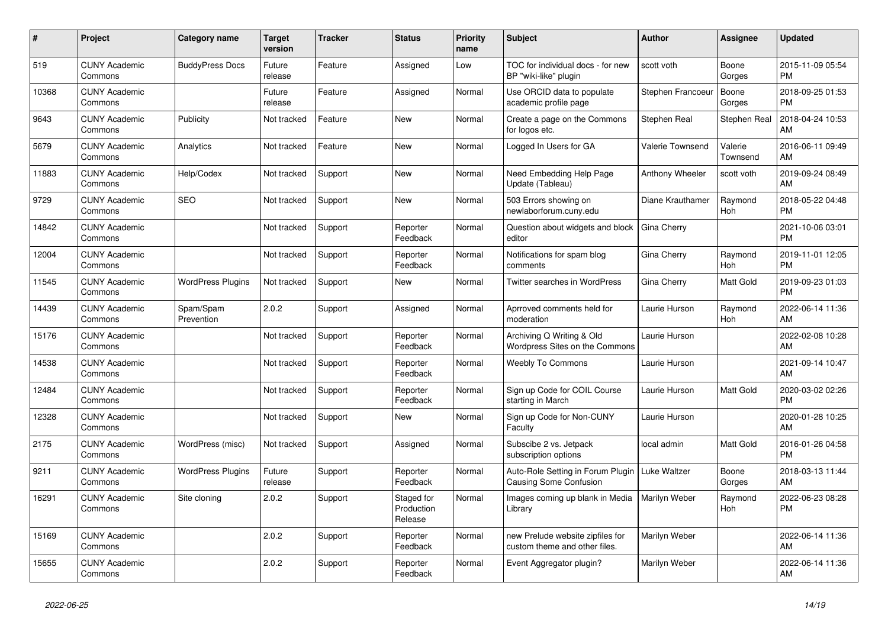| # | Project | Category name | Target version | Tracker | Status | Priority name | Subject | Author | Assignee | Updated |
|---|---|---|---|---|---|---|---|---|---|---|
| 519 | CUNY Academic Commons | BuddyPress Docs | Future release | Feature | Assigned | Low | TOC for individual docs - for new BP "wiki-like" plugin | scott voth | Boone Gorges | 2015-11-09 05:54 PM |
| 10368 | CUNY Academic Commons | | Future release | Feature | Assigned | Normal | Use ORCID data to populate academic profile page | Stephen Francoeur | Boone Gorges | 2018-09-25 01:53 PM |
| 9643 | CUNY Academic Commons | Publicity | Not tracked | Feature | New | Normal | Create a page on the Commons for logos etc. | Stephen Real | Stephen Real | 2018-04-24 10:53 AM |
| 5679 | CUNY Academic Commons | Analytics | Not tracked | Feature | New | Normal | Logged In Users for GA | Valerie Townsend | Valerie Townsend | 2016-06-11 09:49 AM |
| 11883 | CUNY Academic Commons | Help/Codex | Not tracked | Support | New | Normal | Need Embedding Help Page Update (Tableau) | Anthony Wheeler | scott voth | 2019-09-24 08:49 AM |
| 9729 | CUNY Academic Commons | SEO | Not tracked | Support | New | Normal | 503 Errors showing on newlaborforum.cuny.edu | Diane Krauthamer | Raymond Hoh | 2018-05-22 04:48 PM |
| 14842 | CUNY Academic Commons | | Not tracked | Support | Reporter Feedback | Normal | Question about widgets and block editor | Gina Cherry | | 2021-10-06 03:01 PM |
| 12004 | CUNY Academic Commons | | Not tracked | Support | Reporter Feedback | Normal | Notifications for spam blog comments | Gina Cherry | Raymond Hoh | 2019-11-01 12:05 PM |
| 11545 | CUNY Academic Commons | WordPress Plugins | Not tracked | Support | New | Normal | Twitter searches in WordPress | Gina Cherry | Matt Gold | 2019-09-23 01:03 PM |
| 14439 | CUNY Academic Commons | Spam/Spam Prevention | 2.0.2 | Support | Assigned | Normal | Aprroved comments held for moderation | Laurie Hurson | Raymond Hoh | 2022-06-14 11:36 AM |
| 15176 | CUNY Academic Commons | | Not tracked | Support | Reporter Feedback | Normal | Archiving Q Writing & Old Wordpress Sites on the Commons | Laurie Hurson | | 2022-02-08 10:28 AM |
| 14538 | CUNY Academic Commons | | Not tracked | Support | Reporter Feedback | Normal | Weebly To Commons | Laurie Hurson | | 2021-09-14 10:47 AM |
| 12484 | CUNY Academic Commons | | Not tracked | Support | Reporter Feedback | Normal | Sign up Code for COIL Course starting in March | Laurie Hurson | Matt Gold | 2020-03-02 02:26 PM |
| 12328 | CUNY Academic Commons | | Not tracked | Support | New | Normal | Sign up Code for Non-CUNY Faculty | Laurie Hurson | | 2020-01-28 10:25 AM |
| 2175 | CUNY Academic Commons | WordPress (misc) | Not tracked | Support | Assigned | Normal | Subscibe 2 vs. Jetpack subscription options | local admin | Matt Gold | 2016-01-26 04:58 PM |
| 9211 | CUNY Academic Commons | WordPress Plugins | Future release | Support | Reporter Feedback | Normal | Auto-Role Setting in Forum Plugin Causing Some Confusion | Luke Waltzer | Boone Gorges | 2018-03-13 11:44 AM |
| 16291 | CUNY Academic Commons | Site cloning | 2.0.2 | Support | Staged for Production Release | Normal | Images coming up blank in Media Library | Marilyn Weber | Raymond Hoh | 2022-06-23 08:28 PM |
| 15169 | CUNY Academic Commons | | 2.0.2 | Support | Reporter Feedback | Normal | new Prelude website zipfiles for custom theme and other files. | Marilyn Weber | | 2022-06-14 11:36 AM |
| 15655 | CUNY Academic Commons | | 2.0.2 | Support | Reporter Feedback | Normal | Event Aggregator plugin? | Marilyn Weber | | 2022-06-14 11:36 AM |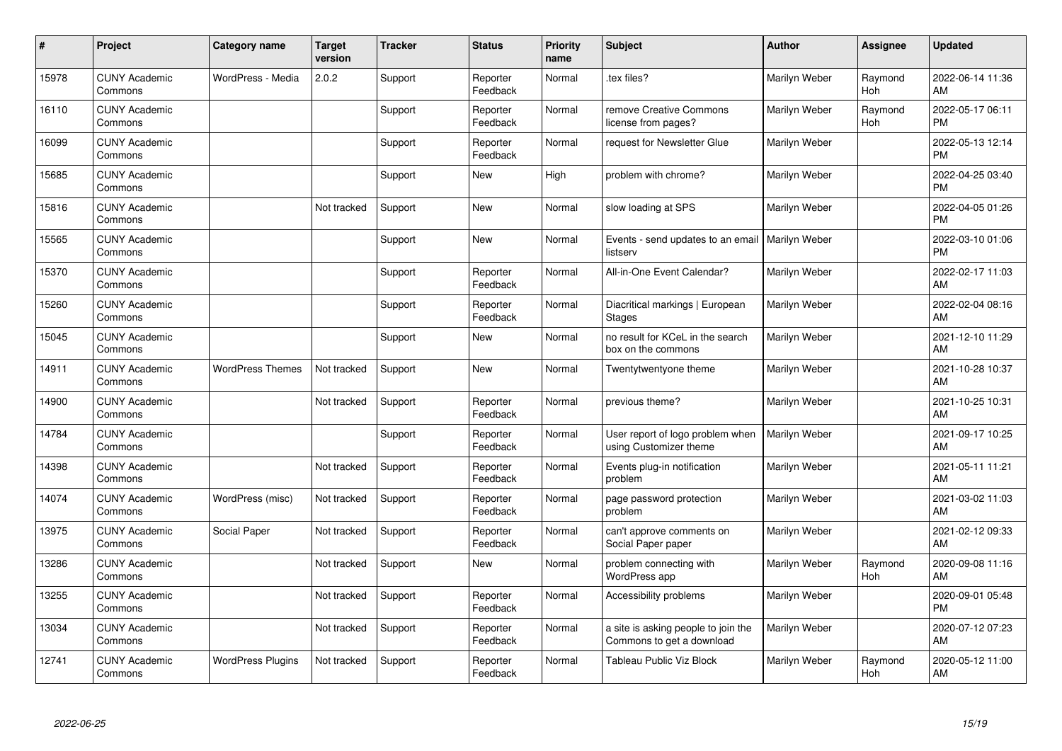| # | Project | Category name | Target version | Tracker | Status | Priority name | Subject | Author | Assignee | Updated |
|---|---|---|---|---|---|---|---|---|---|---|
| 15978 | CUNY Academic Commons | WordPress - Media | 2.0.2 | Support | Reporter Feedback | Normal | .tex files? | Marilyn Weber | Raymond Hoh | 2022-06-14 11:36 AM |
| 16110 | CUNY Academic Commons | | | Support | Reporter Feedback | Normal | remove Creative Commons license from pages? | Marilyn Weber | Raymond Hoh | 2022-05-17 06:11 PM |
| 16099 | CUNY Academic Commons | | | Support | Reporter Feedback | Normal | request for Newsletter Glue | Marilyn Weber | | 2022-05-13 12:14 PM |
| 15685 | CUNY Academic Commons | | | Support | New | High | problem with chrome? | Marilyn Weber | | 2022-04-25 03:40 PM |
| 15816 | CUNY Academic Commons | | Not tracked | Support | New | Normal | slow loading at SPS | Marilyn Weber | | 2022-04-05 01:26 PM |
| 15565 | CUNY Academic Commons | | | Support | New | Normal | Events - send updates to an email listserv | Marilyn Weber | | 2022-03-10 01:06 PM |
| 15370 | CUNY Academic Commons | | | Support | Reporter Feedback | Normal | All-in-One Event Calendar? | Marilyn Weber | | 2022-02-17 11:03 AM |
| 15260 | CUNY Academic Commons | | | Support | Reporter Feedback | Normal | Diacritical markings \| European Stages | Marilyn Weber | | 2022-02-04 08:16 AM |
| 15045 | CUNY Academic Commons | | | Support | New | Normal | no result for KCeL in the search box on the commons | Marilyn Weber | | 2021-12-10 11:29 AM |
| 14911 | CUNY Academic Commons | WordPress Themes | Not tracked | Support | New | Normal | Twentytwentyone theme | Marilyn Weber | | 2021-10-28 10:37 AM |
| 14900 | CUNY Academic Commons | | Not tracked | Support | Reporter Feedback | Normal | previous theme? | Marilyn Weber | | 2021-10-25 10:31 AM |
| 14784 | CUNY Academic Commons | | | Support | Reporter Feedback | Normal | User report of logo problem when using Customizer theme | Marilyn Weber | | 2021-09-17 10:25 AM |
| 14398 | CUNY Academic Commons | | Not tracked | Support | Reporter Feedback | Normal | Events plug-in notification problem | Marilyn Weber | | 2021-05-11 11:21 AM |
| 14074 | CUNY Academic Commons | WordPress (misc) | Not tracked | Support | Reporter Feedback | Normal | page password protection problem | Marilyn Weber | | 2021-03-02 11:03 AM |
| 13975 | CUNY Academic Commons | Social Paper | Not tracked | Support | Reporter Feedback | Normal | can't approve comments on Social Paper paper | Marilyn Weber | | 2021-02-12 09:33 AM |
| 13286 | CUNY Academic Commons | | Not tracked | Support | New | Normal | problem connecting with WordPress app | Marilyn Weber | Raymond Hoh | 2020-09-08 11:16 AM |
| 13255 | CUNY Academic Commons | | Not tracked | Support | Reporter Feedback | Normal | Accessibility problems | Marilyn Weber | | 2020-09-01 05:48 PM |
| 13034 | CUNY Academic Commons | | Not tracked | Support | Reporter Feedback | Normal | a site is asking people to join the Commons to get a download | Marilyn Weber | | 2020-07-12 07:23 AM |
| 12741 | CUNY Academic Commons | WordPress Plugins | Not tracked | Support | Reporter Feedback | Normal | Tableau Public Viz Block | Marilyn Weber | Raymond Hoh | 2020-05-12 11:00 AM |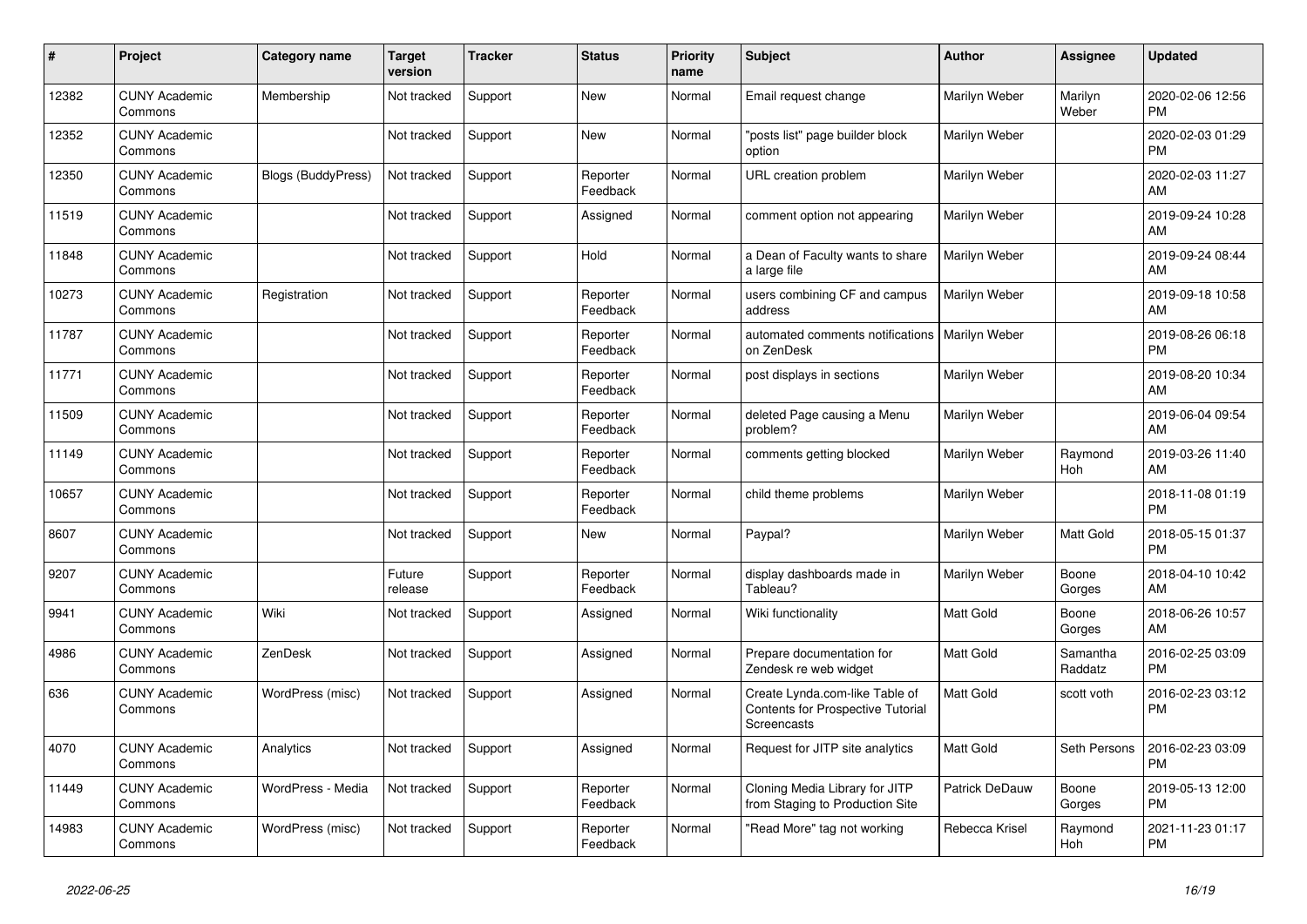| # | Project | Category name | Target version | Tracker | Status | Priority name | Subject | Author | Assignee | Updated |
|---|---|---|---|---|---|---|---|---|---|---|
| 12382 | CUNY Academic Commons | Membership | Not tracked | Support | New | Normal | Email request change | Marilyn Weber | Marilyn Weber | 2020-02-06 12:56 PM |
| 12352 | CUNY Academic Commons | | Not tracked | Support | New | Normal | "posts list" page builder block option | Marilyn Weber | | 2020-02-03 01:29 PM |
| 12350 | CUNY Academic Commons | Blogs (BuddyPress) | Not tracked | Support | Reporter Feedback | Normal | URL creation problem | Marilyn Weber | | 2020-02-03 11:27 AM |
| 11519 | CUNY Academic Commons | | Not tracked | Support | Assigned | Normal | comment option not appearing | Marilyn Weber | | 2019-09-24 10:28 AM |
| 11848 | CUNY Academic Commons | | Not tracked | Support | Hold | Normal | a Dean of Faculty wants to share a large file | Marilyn Weber | | 2019-09-24 08:44 AM |
| 10273 | CUNY Academic Commons | Registration | Not tracked | Support | Reporter Feedback | Normal | users combining CF and campus address | Marilyn Weber | | 2019-09-18 10:58 AM |
| 11787 | CUNY Academic Commons | | Not tracked | Support | Reporter Feedback | Normal | automated comments notifications on ZenDesk | Marilyn Weber | | 2019-08-26 06:18 PM |
| 11771 | CUNY Academic Commons | | Not tracked | Support | Reporter Feedback | Normal | post displays in sections | Marilyn Weber | | 2019-08-20 10:34 AM |
| 11509 | CUNY Academic Commons | | Not tracked | Support | Reporter Feedback | Normal | deleted Page causing a Menu problem? | Marilyn Weber | | 2019-06-04 09:54 AM |
| 11149 | CUNY Academic Commons | | Not tracked | Support | Reporter Feedback | Normal | comments getting blocked | Marilyn Weber | Raymond Hoh | 2019-03-26 11:40 AM |
| 10657 | CUNY Academic Commons | | Not tracked | Support | Reporter Feedback | Normal | child theme problems | Marilyn Weber | | 2018-11-08 01:19 PM |
| 8607 | CUNY Academic Commons | | Not tracked | Support | New | Normal | Paypal? | Marilyn Weber | Matt Gold | 2018-05-15 01:37 PM |
| 9207 | CUNY Academic Commons | | Future release | Support | Reporter Feedback | Normal | display dashboards made in Tableau? | Marilyn Weber | Boone Gorges | 2018-04-10 10:42 AM |
| 9941 | CUNY Academic Commons | Wiki | Not tracked | Support | Assigned | Normal | Wiki functionality | Matt Gold | Boone Gorges | 2018-06-26 10:57 AM |
| 4986 | CUNY Academic Commons | ZenDesk | Not tracked | Support | Assigned | Normal | Prepare documentation for Zendesk re web widget | Matt Gold | Samantha Raddatz | 2016-02-25 03:09 PM |
| 636 | CUNY Academic Commons | WordPress (misc) | Not tracked | Support | Assigned | Normal | Create Lynda.com-like Table of Contents for Prospective Tutorial Screencasts | Matt Gold | scott voth | 2016-02-23 03:12 PM |
| 4070 | CUNY Academic Commons | Analytics | Not tracked | Support | Assigned | Normal | Request for JITP site analytics | Matt Gold | Seth Persons | 2016-02-23 03:09 PM |
| 11449 | CUNY Academic Commons | WordPress - Media | Not tracked | Support | Reporter Feedback | Normal | Cloning Media Library for JITP from Staging to Production Site | Patrick DeDauw | Boone Gorges | 2019-05-13 12:00 PM |
| 14983 | CUNY Academic Commons | WordPress (misc) | Not tracked | Support | Reporter Feedback | Normal | "Read More" tag not working | Rebecca Krisel | Raymond Hoh | 2021-11-23 01:17 PM |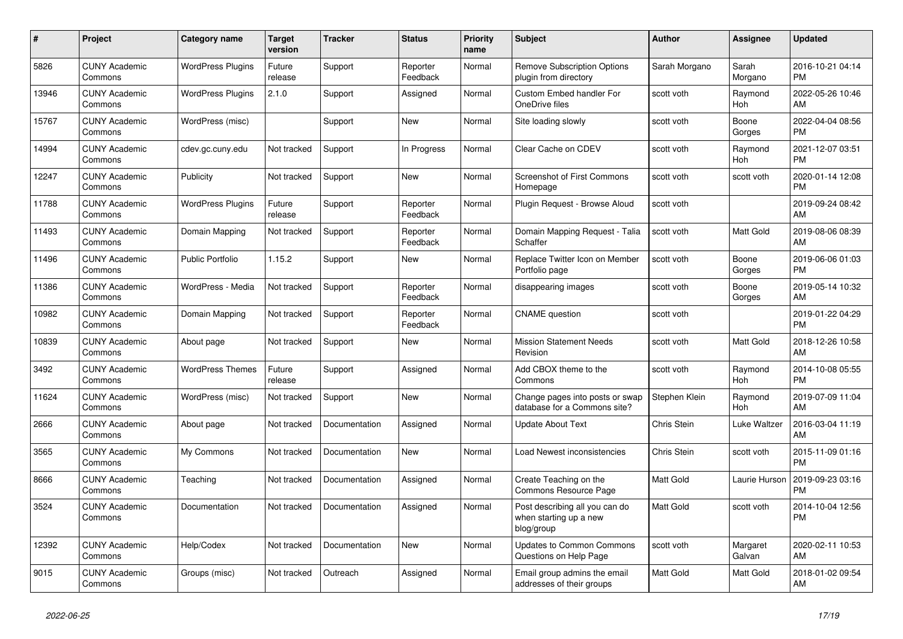| # | Project | Category name | Target version | Tracker | Status | Priority name | Subject | Author | Assignee | Updated |
|---|---|---|---|---|---|---|---|---|---|---|
| 5826 | CUNY Academic Commons | WordPress Plugins | Future release | Support | Reporter Feedback | Normal | Remove Subscription Options plugin from directory | Sarah Morgano | Sarah Morgano | 2016-10-21 04:14 PM |
| 13946 | CUNY Academic Commons | WordPress Plugins | 2.1.0 | Support | Assigned | Normal | Custom Embed handler For OneDrive files | scott voth | Raymond Hoh | 2022-05-26 10:46 AM |
| 15767 | CUNY Academic Commons | WordPress (misc) | | Support | New | Normal | Site loading slowly | scott voth | Boone Gorges | 2022-04-04 08:56 PM |
| 14994 | CUNY Academic Commons | cdev.gc.cuny.edu | Not tracked | Support | In Progress | Normal | Clear Cache on CDEV | scott voth | Raymond Hoh | 2021-12-07 03:51 PM |
| 12247 | CUNY Academic Commons | Publicity | Not tracked | Support | New | Normal | Screenshot of First Commons Homepage | scott voth | scott voth | 2020-01-14 12:08 PM |
| 11788 | CUNY Academic Commons | WordPress Plugins | Future release | Support | Reporter Feedback | Normal | Plugin Request - Browse Aloud | scott voth | | 2019-09-24 08:42 AM |
| 11493 | CUNY Academic Commons | Domain Mapping | Not tracked | Support | Reporter Feedback | Normal | Domain Mapping Request - Talia Schaffer | scott voth | Matt Gold | 2019-08-06 08:39 AM |
| 11496 | CUNY Academic Commons | Public Portfolio | 1.15.2 | Support | New | Normal | Replace Twitter Icon on Member Portfolio page | scott voth | Boone Gorges | 2019-06-06 01:03 PM |
| 11386 | CUNY Academic Commons | WordPress - Media | Not tracked | Support | Reporter Feedback | Normal | disappearing images | scott voth | Boone Gorges | 2019-05-14 10:32 AM |
| 10982 | CUNY Academic Commons | Domain Mapping | Not tracked | Support | Reporter Feedback | Normal | CNAME question | scott voth | | 2019-01-22 04:29 PM |
| 10839 | CUNY Academic Commons | About page | Not tracked | Support | New | Normal | Mission Statement Needs Revision | scott voth | Matt Gold | 2018-12-26 10:58 AM |
| 3492 | CUNY Academic Commons | WordPress Themes | Future release | Support | Assigned | Normal | Add CBOX theme to the Commons | scott voth | Raymond Hoh | 2014-10-08 05:55 PM |
| 11624 | CUNY Academic Commons | WordPress (misc) | Not tracked | Support | New | Normal | Change pages into posts or swap database for a Commons site? | Stephen Klein | Raymond Hoh | 2019-07-09 11:04 AM |
| 2666 | CUNY Academic Commons | About page | Not tracked | Documentation | Assigned | Normal | Update About Text | Chris Stein | Luke Waltzer | 2016-03-04 11:19 AM |
| 3565 | CUNY Academic Commons | My Commons | Not tracked | Documentation | New | Normal | Load Newest inconsistencies | Chris Stein | scott voth | 2015-11-09 01:16 PM |
| 8666 | CUNY Academic Commons | Teaching | Not tracked | Documentation | Assigned | Normal | Create Teaching on the Commons Resource Page | Matt Gold | Laurie Hurson | 2019-09-23 03:16 PM |
| 3524 | CUNY Academic Commons | Documentation | Not tracked | Documentation | Assigned | Normal | Post describing all you can do when starting up a new blog/group | Matt Gold | scott voth | 2014-10-04 12:56 PM |
| 12392 | CUNY Academic Commons | Help/Codex | Not tracked | Documentation | New | Normal | Updates to Common Commons Questions on Help Page | scott voth | Margaret Galvan | 2020-02-11 10:53 AM |
| 9015 | CUNY Academic Commons | Groups (misc) | Not tracked | Outreach | Assigned | Normal | Email group admins the email addresses of their groups | Matt Gold | Matt Gold | 2018-01-02 09:54 AM |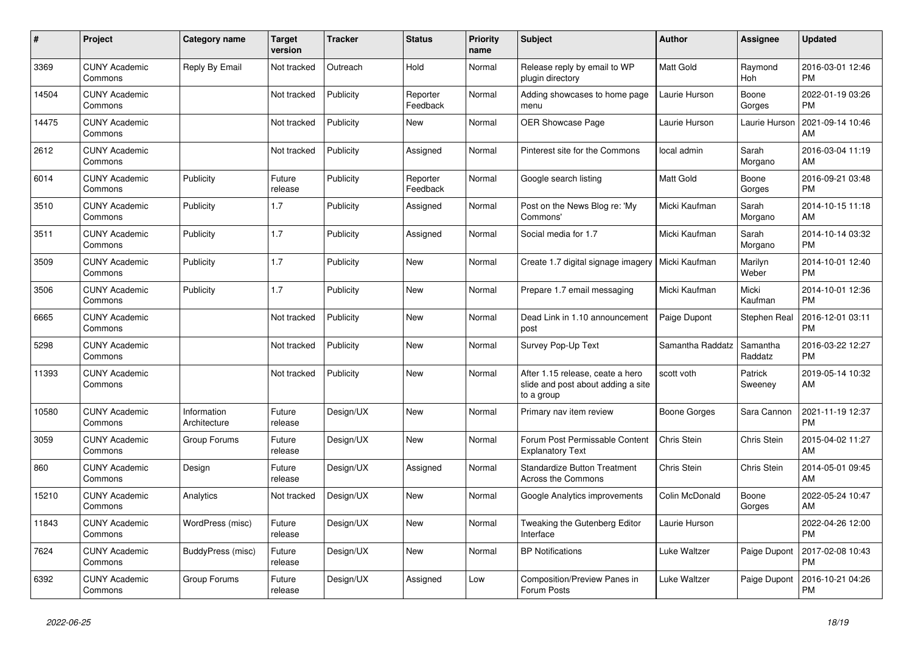| # | Project | Category name | Target version | Tracker | Status | Priority name | Subject | Author | Assignee | Updated |
|---|---|---|---|---|---|---|---|---|---|---|
| 3369 | CUNY Academic Commons | Reply By Email | Not tracked | Outreach | Hold | Normal | Release reply by email to WP plugin directory | Matt Gold | Raymond Hoh | 2016-03-01 12:46 PM |
| 14504 | CUNY Academic Commons | | Not tracked | Publicity | Reporter Feedback | Normal | Adding showcases to home page menu | Laurie Hurson | Boone Gorges | 2022-01-19 03:26 PM |
| 14475 | CUNY Academic Commons | | Not tracked | Publicity | New | Normal | OER Showcase Page | Laurie Hurson | Laurie Hurson | 2021-09-14 10:46 AM |
| 2612 | CUNY Academic Commons | | Not tracked | Publicity | Assigned | Normal | Pinterest site for the Commons | local admin | Sarah Morgano | 2016-03-04 11:19 AM |
| 6014 | CUNY Academic Commons | Publicity | Future release | Publicity | Reporter Feedback | Normal | Google search listing | Matt Gold | Boone Gorges | 2016-09-21 03:48 PM |
| 3510 | CUNY Academic Commons | Publicity | 1.7 | Publicity | Assigned | Normal | Post on the News Blog re: 'My Commons' | Micki Kaufman | Sarah Morgano | 2014-10-15 11:18 AM |
| 3511 | CUNY Academic Commons | Publicity | 1.7 | Publicity | Assigned | Normal | Social media for 1.7 | Micki Kaufman | Sarah Morgano | 2014-10-14 03:32 PM |
| 3509 | CUNY Academic Commons | Publicity | 1.7 | Publicity | New | Normal | Create 1.7 digital signage imagery | Micki Kaufman | Marilyn Weber | 2014-10-01 12:40 PM |
| 3506 | CUNY Academic Commons | Publicity | 1.7 | Publicity | New | Normal | Prepare 1.7 email messaging | Micki Kaufman | Micki Kaufman | 2014-10-01 12:36 PM |
| 6665 | CUNY Academic Commons | | Not tracked | Publicity | New | Normal | Dead Link in 1.10 announcement post | Paige Dupont | Stephen Real | 2016-12-01 03:11 PM |
| 5298 | CUNY Academic Commons | | Not tracked | Publicity | New | Normal | Survey Pop-Up Text | Samantha Raddatz | Samantha Raddatz | 2016-03-22 12:27 PM |
| 11393 | CUNY Academic Commons | | Not tracked | Publicity | New | Normal | After 1.15 release, ceate a hero slide and post about adding a site to a group | scott voth | Patrick Sweeney | 2019-05-14 10:32 AM |
| 10580 | CUNY Academic Commons | Information Architecture | Future release | Design/UX | New | Normal | Primary nav item review | Boone Gorges | Sara Cannon | 2021-11-19 12:37 PM |
| 3059 | CUNY Academic Commons | Group Forums | Future release | Design/UX | New | Normal | Forum Post Permissable Content Explanatory Text | Chris Stein | Chris Stein | 2015-04-02 11:27 AM |
| 860 | CUNY Academic Commons | Design | Future release | Design/UX | Assigned | Normal | Standardize Button Treatment Across the Commons | Chris Stein | Chris Stein | 2014-05-01 09:45 AM |
| 15210 | CUNY Academic Commons | Analytics | Not tracked | Design/UX | New | Normal | Google Analytics improvements | Colin McDonald | Boone Gorges | 2022-05-24 10:47 AM |
| 11843 | CUNY Academic Commons | WordPress (misc) | Future release | Design/UX | New | Normal | Tweaking the Gutenberg Editor Interface | Laurie Hurson | | 2022-04-26 12:00 PM |
| 7624 | CUNY Academic Commons | BuddyPress (misc) | Future release | Design/UX | New | Normal | BP Notifications | Luke Waltzer | Paige Dupont | 2017-02-08 10:43 PM |
| 6392 | CUNY Academic Commons | Group Forums | Future release | Design/UX | Assigned | Low | Composition/Preview Panes in Forum Posts | Luke Waltzer | Paige Dupont | 2016-10-21 04:26 PM |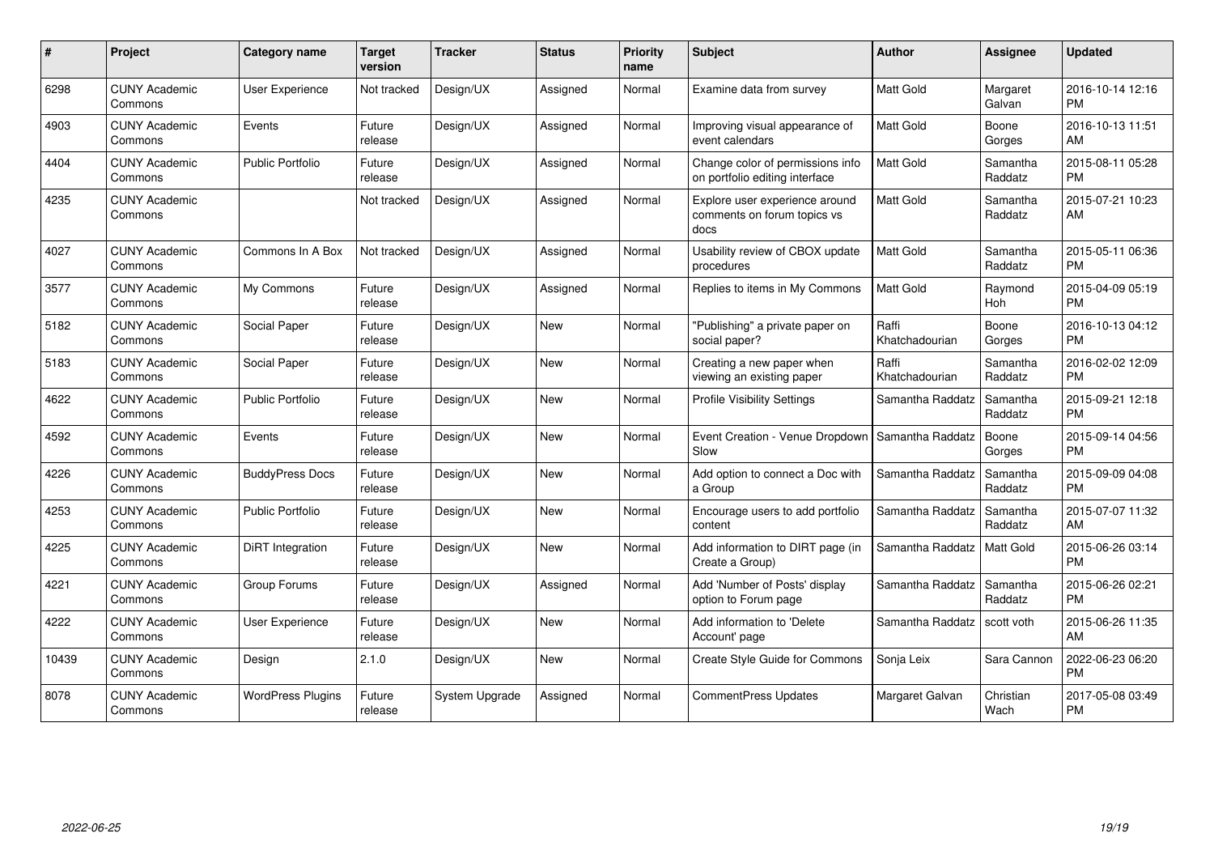| # | Project | Category name | Target version | Tracker | Status | Priority name | Subject | Author | Assignee | Updated |
|---|---|---|---|---|---|---|---|---|---|---|
| 6298 | CUNY Academic Commons | User Experience | Not tracked | Design/UX | Assigned | Normal | Examine data from survey | Matt Gold | Margaret Galvan | 2016-10-14 12:16 PM |
| 4903 | CUNY Academic Commons | Events | Future release | Design/UX | Assigned | Normal | Improving visual appearance of event calendars | Matt Gold | Boone Gorges | 2016-10-13 11:51 AM |
| 4404 | CUNY Academic Commons | Public Portfolio | Future release | Design/UX | Assigned | Normal | Change color of permissions info on portfolio editing interface | Matt Gold | Samantha Raddatz | 2015-08-11 05:28 PM |
| 4235 | CUNY Academic Commons | | Not tracked | Design/UX | Assigned | Normal | Explore user experience around comments on forum topics vs docs | Matt Gold | Samantha Raddatz | 2015-07-21 10:23 AM |
| 4027 | CUNY Academic Commons | Commons In A Box | Not tracked | Design/UX | Assigned | Normal | Usability review of CBOX update procedures | Matt Gold | Samantha Raddatz | 2015-05-11 06:36 PM |
| 3577 | CUNY Academic Commons | My Commons | Future release | Design/UX | Assigned | Normal | Replies to items in My Commons | Matt Gold | Raymond Hoh | 2015-04-09 05:19 PM |
| 5182 | CUNY Academic Commons | Social Paper | Future release | Design/UX | New | Normal | "Publishing" a private paper on social paper? | Raffi Khatchadourian | Boone Gorges | 2016-10-13 04:12 PM |
| 5183 | CUNY Academic Commons | Social Paper | Future release | Design/UX | New | Normal | Creating a new paper when viewing an existing paper | Raffi Khatchadourian | Samantha Raddatz | 2016-02-02 12:09 PM |
| 4622 | CUNY Academic Commons | Public Portfolio | Future release | Design/UX | New | Normal | Profile Visibility Settings | Samantha Raddatz | Samantha Raddatz | 2015-09-21 12:18 PM |
| 4592 | CUNY Academic Commons | Events | Future release | Design/UX | New | Normal | Event Creation - Venue Dropdown Slow | Samantha Raddatz | Boone Gorges | 2015-09-14 04:56 PM |
| 4226 | CUNY Academic Commons | BuddyPress Docs | Future release | Design/UX | New | Normal | Add option to connect a Doc with a Group | Samantha Raddatz | Samantha Raddatz | 2015-09-09 04:08 PM |
| 4253 | CUNY Academic Commons | Public Portfolio | Future release | Design/UX | New | Normal | Encourage users to add portfolio content | Samantha Raddatz | Samantha Raddatz | 2015-07-07 11:32 AM |
| 4225 | CUNY Academic Commons | DiRT Integration | Future release | Design/UX | New | Normal | Add information to DIRT page (in Create a Group) | Samantha Raddatz | Matt Gold | 2015-06-26 03:14 PM |
| 4221 | CUNY Academic Commons | Group Forums | Future release | Design/UX | Assigned | Normal | Add 'Number of Posts' display option to Forum page | Samantha Raddatz | Samantha Raddatz | 2015-06-26 02:21 PM |
| 4222 | CUNY Academic Commons | User Experience | Future release | Design/UX | New | Normal | Add information to 'Delete Account' page | Samantha Raddatz | scott voth | 2015-06-26 11:35 AM |
| 10439 | CUNY Academic Commons | Design | 2.1.0 | Design/UX | New | Normal | Create Style Guide for Commons | Sonja Leix | Sara Cannon | 2022-06-23 06:20 PM |
| 8078 | CUNY Academic Commons | WordPress Plugins | Future release | System Upgrade | Assigned | Normal | CommentPress Updates | Margaret Galvan | Christian Wach | 2017-05-08 03:49 PM |